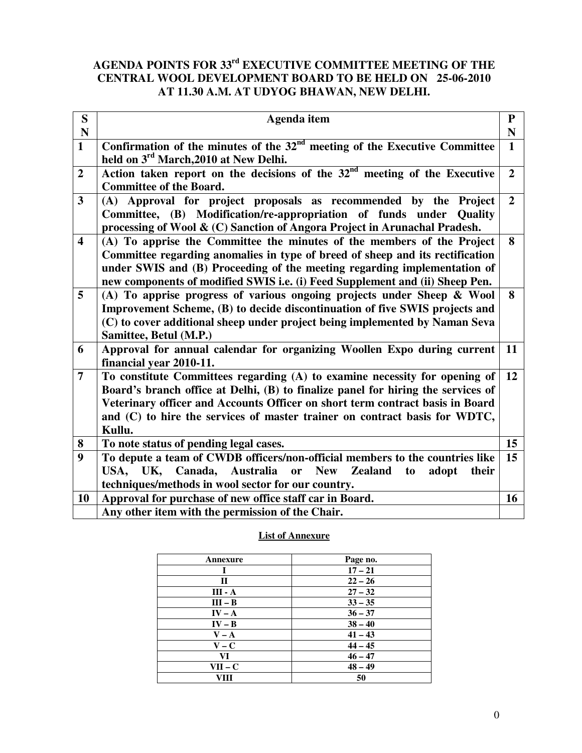# AGENDA POINTS FOR 33rd EXECUTIVE COMMITTEE MEETING OF THE CENTRAL WOOL DEVELOPMENT BOARD TO BE HELD ON 25-06-2010 AT 11.30 A.M. AT UDYOG BHAWAN, NEW DELHI.

| SN | Agenda item | PN |
|---|---|---|
| 1 | **Confirmation of the minutes of the 32nd meeting of the Executive Committee held on 3rd March,2010 at New Delhi.** | 1 |
| 2 | **Action taken report on the decisions of the 32nd meeting of the Executive Committee of the Board.** | 2 |
| 3 | **(A) Approval for project proposals as recommended by the Project Committee, (B) Modification/re-appropriation of funds under Quality processing of Wool & (C) Sanction of Angora Project in Arunachal Pradesh.** | 2 |
| 4 | **(A) To apprise the Committee the minutes of the members of the Project Committee regarding anomalies in type of breed of sheep and its rectification under SWIS and (B) Proceeding of the meeting regarding implementation of new components of modified SWIS i.e. (i) Feed Supplement and (ii) Sheep Pen.** | 8 |
| 5 | **(A) To apprise progress of various ongoing projects under Sheep & Wool Improvement Scheme, (B) to decide discontinuation of five SWIS projects and (C) to cover additional sheep under project being implemented by Naman Seva Samittee, Betul (M.P.)** | 8 |
| 6 | **Approval for annual calendar for organizing Woollen Expo during current financial year 2010-11.** | 11 |
| 7 | **To constitute Committees regarding (A) to examine necessity for opening of Board's branch office at Delhi, (B) to finalize panel for hiring the services of Veterinary officer and Accounts Officer on short term contract basis in Board and (C) to hire the services of master trainer on contract basis for WDTC, Kullu.** | 12 |
| 8 | **To note status of pending legal cases.** | 15 |
| 9 | **To depute a team of CWDB officers/non-official members to the countries like USA, UK, Canada, Australia or New Zealand to adopt their techniques/methods in wool sector for our country.** | 15 |
| 10 | **Approval for purchase of new office staff car in Board.** | 16 |
| | **Any other item with the permission of the Chair.** | |

## List of Annexure

| Annexure | Page no. |
|---|---|
| I | 17 – 21 |
| II | 22 – 26 |
| III - A | 27 – 32 |
| III – B | 33 – 35 |
| IV – A | 36 – 37 |
| IV – B | 38 – 40 |
| V – A | 41 – 43 |
| V – C | 44 – 45 |
| VI | 46 – 47 |
| VII – C | 48 – 49 |
| VIII | 50 |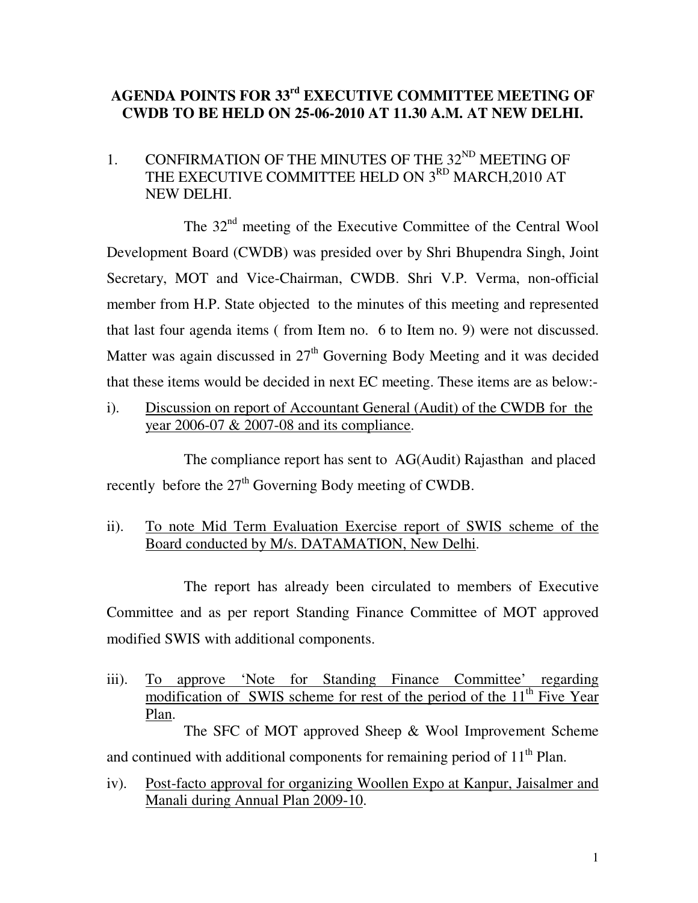## AGENDA POINTS FOR 33rd EXECUTIVE COMMITTEE MEETING OF CWDB TO BE HELD ON 25-06-2010 AT 11.30 A.M. AT NEW DELHI.

1. CONFIRMATION OF THE MINUTES OF THE 32ND MEETING OF THE EXECUTIVE COMMITTEE HELD ON 3RD MARCH,2010 AT NEW DELHI.

The 32nd meeting of the Executive Committee of the Central Wool Development Board (CWDB) was presided over by Shri Bhupendra Singh, Joint Secretary, MOT and Vice-Chairman, CWDB. Shri V.P. Verma, non-official member from H.P. State objected to the minutes of this meeting and represented that last four agenda items ( from Item no. 6 to Item no. 9) were not discussed. Matter was again discussed in 27th Governing Body Meeting and it was decided that these items would be decided in next EC meeting. These items are as below:-

i). <u>Discussion on report of Accountant General (Audit) of the CWDB for the year 2006-07 & 2007-08 and its compliance</u>.

The compliance report has sent to AG(Audit) Rajasthan and placed recently before the 27th Governing Body meeting of CWDB.

ii). <u>To note Mid Term Evaluation Exercise report of SWIS scheme of the Board conducted by M/s. DATAMATION, New Delhi</u>.

The report has already been circulated to members of Executive Committee and as per report Standing Finance Committee of MOT approved modified SWIS with additional components.

iii). <u>To approve 'Note for Standing Finance Committee' regarding modification of SWIS scheme for rest of the period of the 11th Five Year Plan</u>.

The SFC of MOT approved Sheep & Wool Improvement Scheme and continued with additional components for remaining period of 11th Plan.

iv). <u>Post-facto approval for organizing Woollen Expo at Kanpur, Jaisalmer and Manali during Annual Plan 2009-10</u>.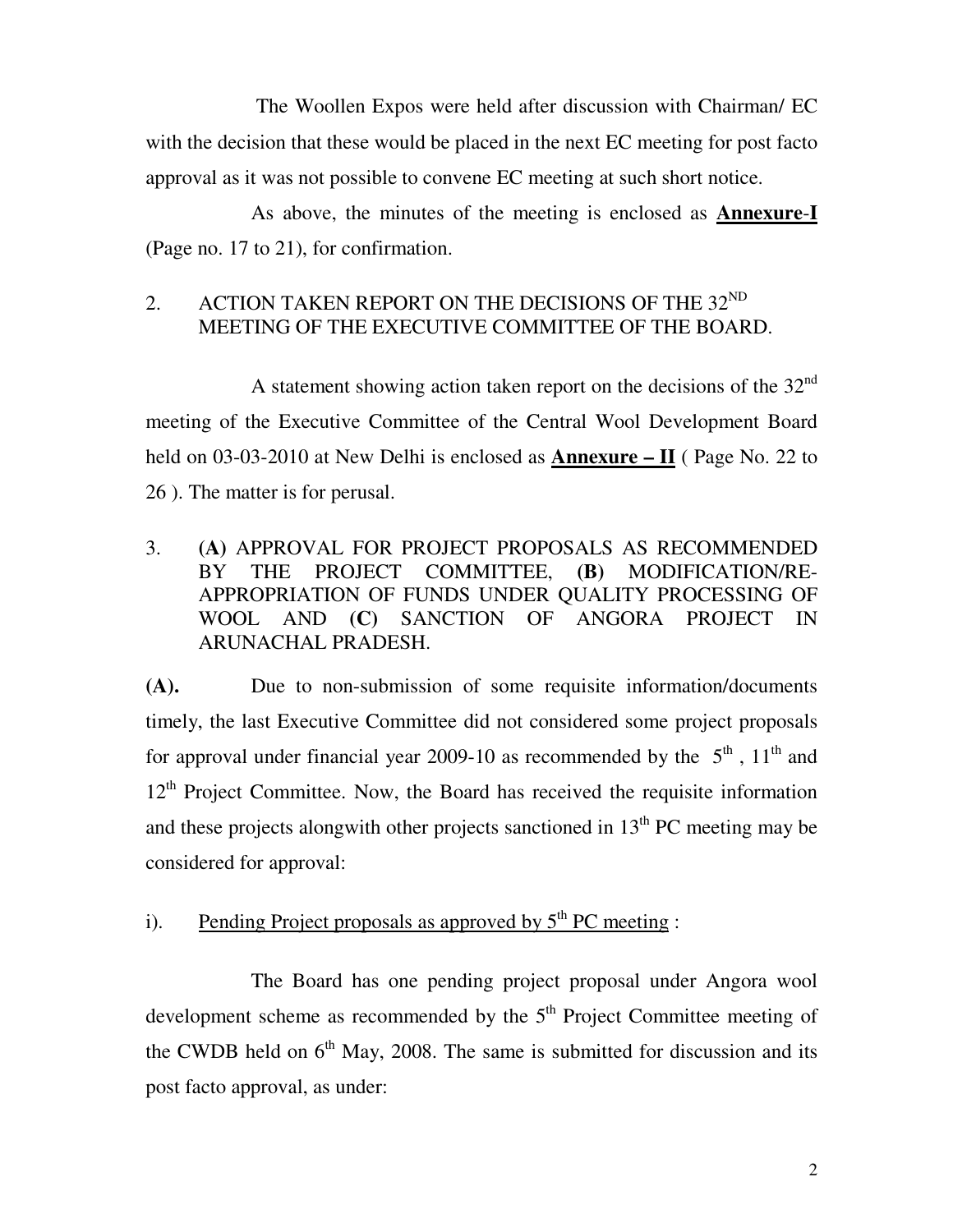The Woollen Expos were held after discussion with Chairman/ EC with the decision that these would be placed in the next EC meeting for post facto approval as it was not possible to convene EC meeting at such short notice.

As above, the minutes of the meeting is enclosed as **Annexure-I** (Page no. 17 to 21), for confirmation.

2. ACTION TAKEN REPORT ON THE DECISIONS OF THE 32ND MEETING OF THE EXECUTIVE COMMITTEE OF THE BOARD.

A statement showing action taken report on the decisions of the 32nd meeting of the Executive Committee of the Central Wool Development Board held on 03-03-2010 at New Delhi is enclosed as **Annexure – II** ( Page No. 22 to 26 ). The matter is for perusal.

3. **(A)** APPROVAL FOR PROJECT PROPOSALS AS RECOMMENDED BY THE PROJECT COMMITTEE, **(B)** MODIFICATION/RE-APPROPRIATION OF FUNDS UNDER QUALITY PROCESSING OF WOOL AND **(C)** SANCTION OF ANGORA PROJECT IN ARUNACHAL PRADESH.

**(A).** Due to non-submission of some requisite information/documents timely, the last Executive Committee did not considered some project proposals for approval under financial year 2009-10 as recommended by the 5th , 11th and 12th Project Committee. Now, the Board has received the requisite information and these projects alongwith other projects sanctioned in 13th PC meeting may be considered for approval:

i). Pending Project proposals as approved by 5th PC meeting :

The Board has one pending project proposal under Angora wool development scheme as recommended by the 5th Project Committee meeting of the CWDB held on 6th May, 2008. The same is submitted for discussion and its post facto approval, as under: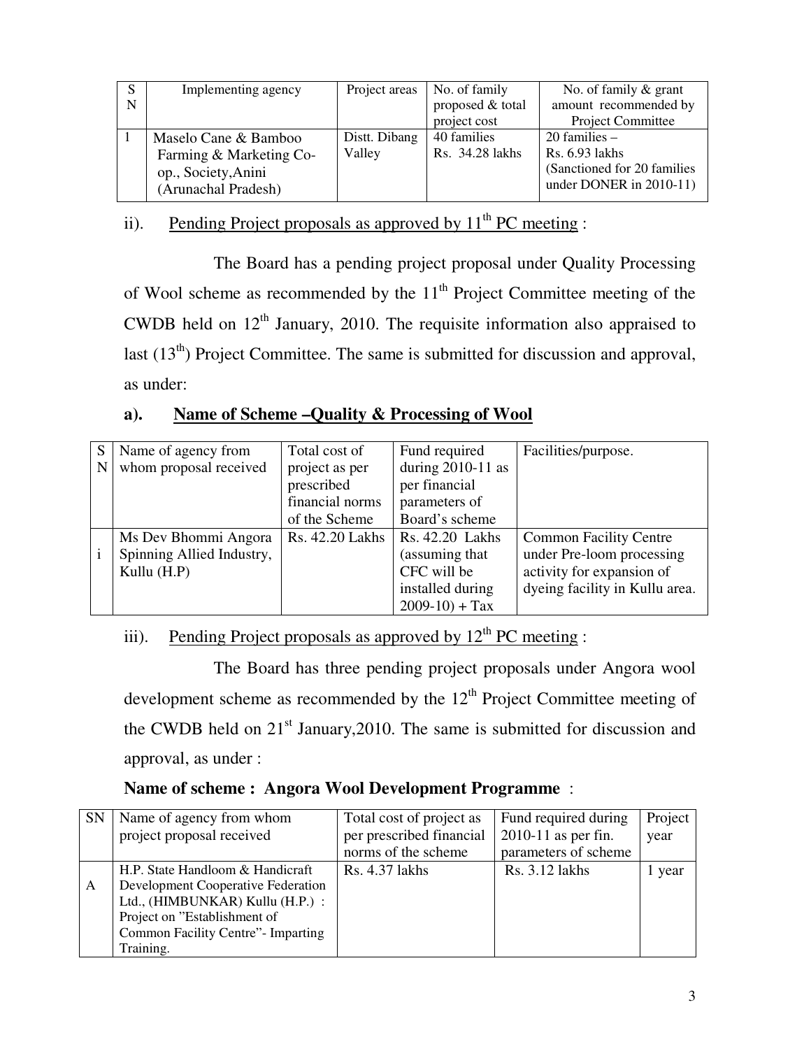| S N | Implementing agency | Project areas | No. of family proposed & total project cost | No. of family & grant amount recommended by Project Committee |
|---|---|---|---|---|
| 1 | Maselo Cane & Bamboo Farming & Marketing Co-op., Society,Anini (Arunachal Pradesh) | Distt. Dibang Valley | 40 families Rs. 34.28 lakhs | 20 families – Rs. 6.93 lakhs (Sanctioned for 20 families under DONER in 2010-11) |

ii). Pending Project proposals as approved by 11th PC meeting :

The Board has a pending project proposal under Quality Processing of Wool scheme as recommended by the 11th Project Committee meeting of the CWDB held on 12th January, 2010. The requisite information also appraised to last (13th) Project Committee. The same is submitted for discussion and approval, as under:

**a). Name of Scheme –Quality & Processing of Wool**

| S N | Name of agency from whom proposal received | Total cost of project as per prescribed financial norms of the Scheme | Fund required during 2010-11 as per financial parameters of Board's scheme | Facilities/purpose. |
|---|---|---|---|---|
| i | Ms Dev Bhommi Angora Spinning Allied Industry, Kullu (H.P) | Rs. 42.20 Lakhs | Rs. 42.20 Lakhs (assuming that CFC will be installed during 2009-10) + Tax | Common Facility Centre under Pre-loom processing activity for expansion of dyeing facility in Kullu area. |

iii). Pending Project proposals as approved by 12th PC meeting :

The Board has three pending project proposals under Angora wool development scheme as recommended by the 12th Project Committee meeting of the CWDB held on 21st January,2010. The same is submitted for discussion and approval, as under :

**Name of scheme : Angora Wool Development Programme :**

| SN | Name of agency from whom project proposal received | Total cost of project as per prescribed financial norms of the scheme | Fund required during 2010-11 as per fin. parameters of scheme | Project year |
|---|---|---|---|---|
| A | H.P. State Handloom & Handicraft Development Cooperative Federation Ltd., (HIMBUNKAR) Kullu (H.P.) : Project on "Establishment of Common Facility Centre"- Imparting Training. | Rs. 4.37 lakhs | Rs. 3.12 lakhs | 1 year |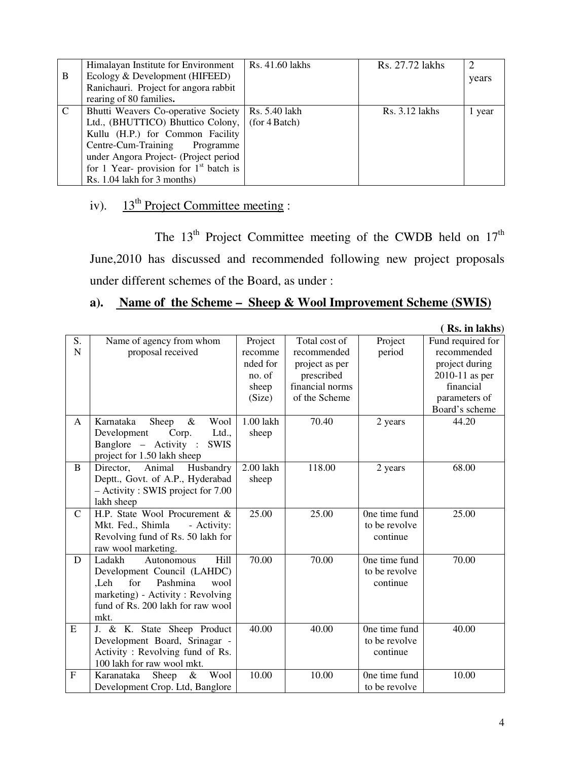| B | Himalayan Institute for Environment Ecology & Development (HIFEED) Ranichauri. Project for angora rabbit rearing of 80 families**.** | Rs. 41.60 lakhs | Rs. 27.72 lakhs | 2 years |
|---|---|---|---|---|
| C | Bhutti Weavers Co-operative Society Ltd., (BHUTTICO) Bhuttico Colony, Kullu (H.P.) for Common Facility Centre-Cum-Training Programme under Angora Project- (Project period for 1 Year- provision for 1st batch is Rs. 1.04 lakh for 3 months) | Rs. 5.40 lakh (for 4 Batch) | Rs. 3.12 lakhs | 1 year |

iv). <u>13th Project Committee meeting</u> :

The 13th Project Committee meeting of the CWDB held on 17th June,2010 has discussed and recommended following new project proposals under different schemes of the Board, as under :

**a). <u>Name of the Scheme – Sheep & Wool Improvement Scheme (SWIS)</u>**

**( Rs. in lakhs)**

| S. N | Name of agency from whom proposal received | Project recommended for no. of sheep (Size) | Total cost of recommended project as per prescribed financial norms of the Scheme | Project period | Fund required for recommended project during 2010-11 as per financial parameters of Board's scheme |
|---|---|---|---|---|---|
| A | Karnataka Sheep & Wool Development Corp. Ltd., Banglore – Activity : SWIS project for 1.50 lakh sheep | 1.00 lakh sheep | 70.40 | 2 years | 44.20 |
| B | Director, Animal Husbandry Deptt., Govt. of A.P., Hyderabad – Activity : SWIS project for 7.00 lakh sheep | 2.00 lakh sheep | 118.00 | 2 years | 68.00 |
| C | H.P. State Wool Procurement & Mkt. Fed., Shimla - Activity: Revolving fund of Rs. 50 lakh for raw wool marketing. | 25.00 | 25.00 | 0ne time fund to be revolve continue | 25.00 |
| D | Ladakh Autonomous Hill Development Council (LAHDC) ,Leh for Pashmina wool marketing) - Activity : Revolving fund of Rs. 200 lakh for raw wool mkt. | 70.00 | 70.00 | 0ne time fund to be revolve continue | 70.00 |
| E | J. & K. State Sheep Product Development Board, Srinagar - Activity : Revolving fund of Rs. 100 lakh for raw wool mkt. | 40.00 | 40.00 | 0ne time fund to be revolve continue | 40.00 |
| F | Karanataka Sheep & Wool Development Crop. Ltd, Banglore | 10.00 | 10.00 | 0ne time fund to be revolve | 10.00 |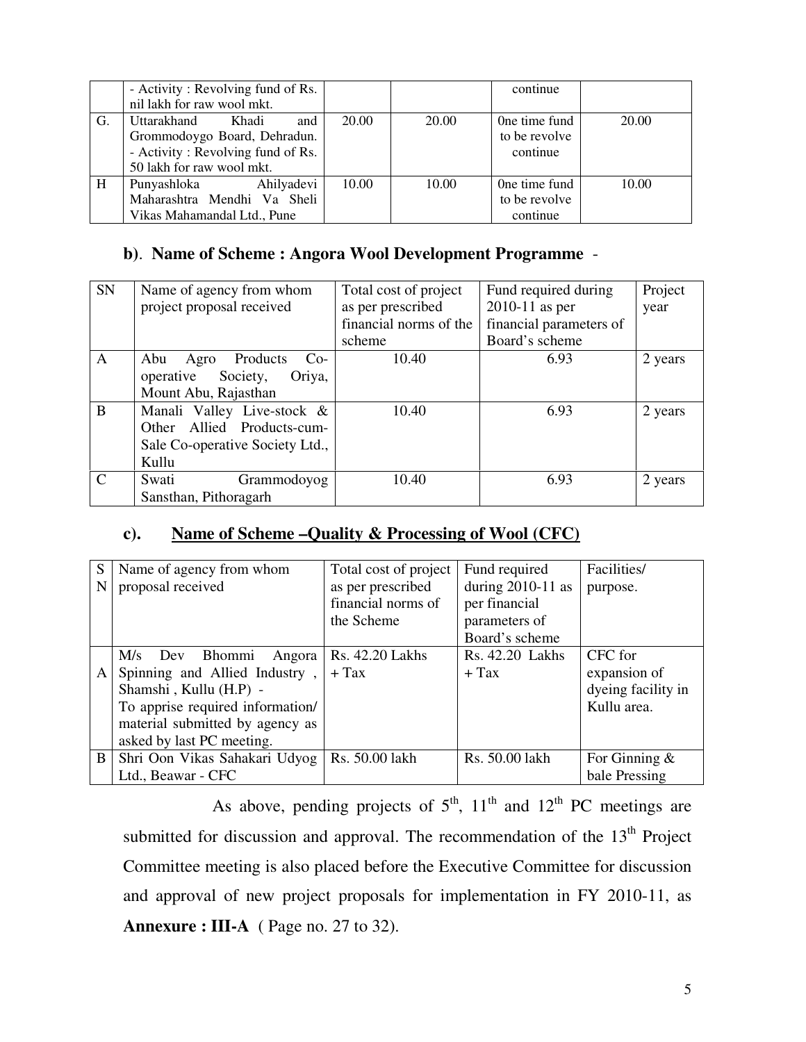|  | - Activity : Revolving fund of Rs. nil lakh for raw wool mkt. |  |  | continue |  |
|---|---|---|---|---|---|
| G. | Uttarakhand Khadi and Grommodoygo Board, Dehradun. - Activity : Revolving fund of Rs. 50 lakh for raw wool mkt. | 20.00 | 20.00 | 0ne time fund to be revolve continue | 20.00 |
| H | Punyashloka Ahilyadevi Maharashtra Mendhi Va Sheli Vikas Mahamandal Ltd., Pune | 10.00 | 10.00 | 0ne time fund to be revolve continue | 10.00 |

### b). Name of Scheme : Angora Wool Development Programme -

| SN | Name of agency from whom project proposal received | Total cost of project as per prescribed financial norms of the scheme | Fund required during 2010-11 as per financial parameters of Board's scheme | Project year |
|---|---|---|---|---|
| A | Abu Agro Products Co-operative Society, Oriya, Mount Abu, Rajasthan | 10.40 | 6.93 | 2 years |
| B | Manali Valley Live-stock & Other Allied Products-cum-Sale Co-operative Society Ltd., Kullu | 10.40 | 6.93 | 2 years |
| C | Swati Grammodoyog Sansthan, Pithoragarh | 10.40 | 6.93 | 2 years |

### c). <u>Name of Scheme –Quality & Processing of Wool (CFC)</u>

| SN | Name of agency from whom proposal received | Total cost of project as per prescribed financial norms of the Scheme | Fund required during 2010-11 as per financial parameters of Board's scheme | Facilities/ purpose. |
|---|---|---|---|---|
| A | M/s Dev Bhommi Angora Spinning and Allied Industry , Shamshi , Kullu (H.P) - To apprise required information/ material submitted by agency as asked by last PC meeting. | Rs. 42.20 Lakhs + Tax | Rs. 42.20 Lakhs + Tax | CFC for expansion of dyeing facility in Kullu area. |
| B | Shri Oon Vikas Sahakari Udyog Ltd., Beawar - CFC | Rs. 50.00 lakh | Rs. 50.00 lakh | For Ginning & bale Pressing |

As above, pending projects of 5th, 11th and 12th PC meetings are submitted for discussion and approval. The recommendation of the 13th Project Committee meeting is also placed before the Executive Committee for discussion and approval of new project proposals for implementation in FY 2010-11, as **Annexure : III-A** ( Page no. 27 to 32).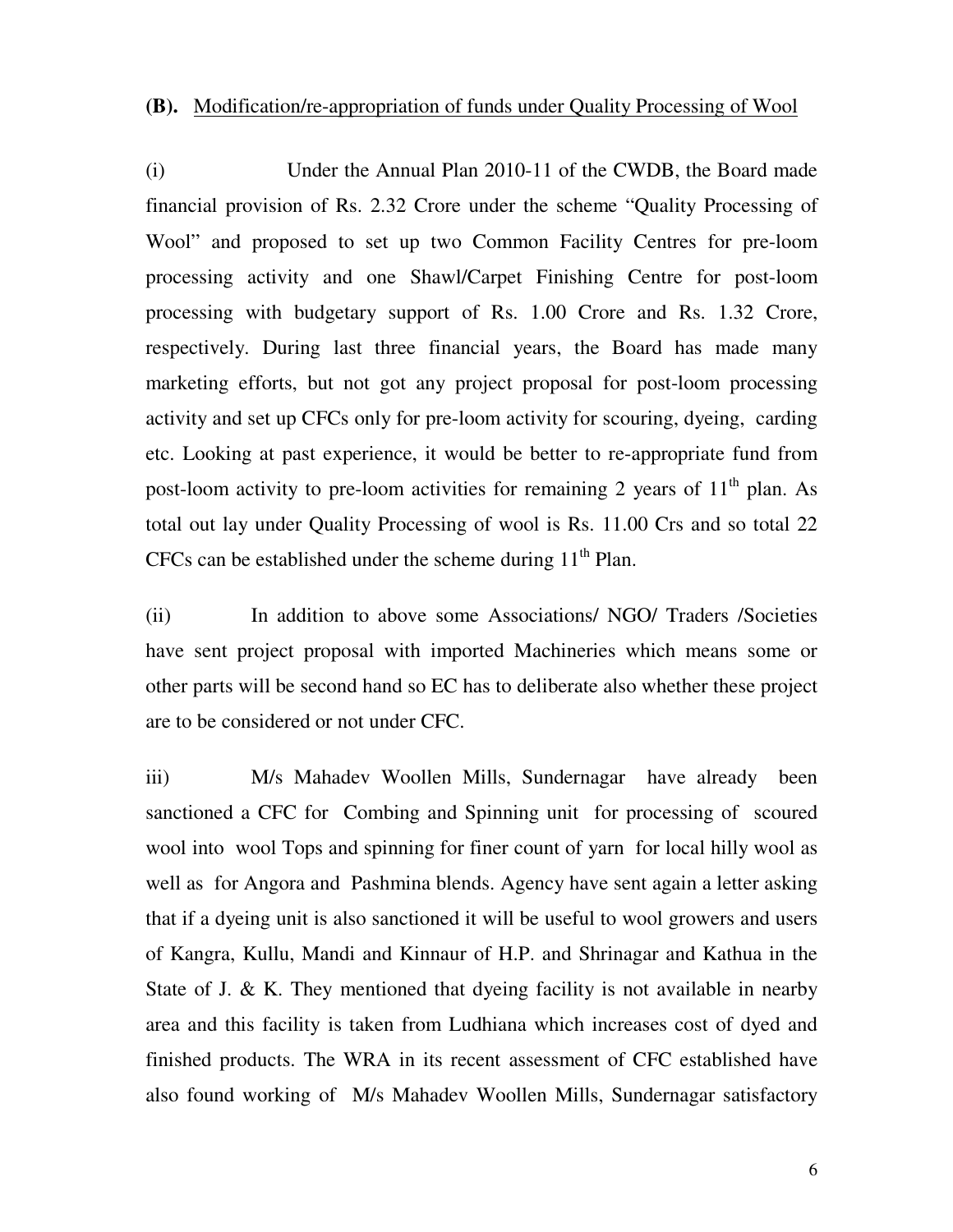**(B).** Modification/re-appropriation of funds under Quality Processing of Wool

(i) Under the Annual Plan 2010-11 of the CWDB, the Board made financial provision of Rs. 2.32 Crore under the scheme "Quality Processing of Wool" and proposed to set up two Common Facility Centres for pre-loom processing activity and one Shawl/Carpet Finishing Centre for post-loom processing with budgetary support of Rs. 1.00 Crore and Rs. 1.32 Crore, respectively. During last three financial years, the Board has made many marketing efforts, but not got any project proposal for post-loom processing activity and set up CFCs only for pre-loom activity for scouring, dyeing, carding etc. Looking at past experience, it would be better to re-appropriate fund from post-loom activity to pre-loom activities for remaining 2 years of 11th plan. As total out lay under Quality Processing of wool is Rs. 11.00 Crs and so total 22 CFCs can be established under the scheme during 11th Plan.

(ii) In addition to above some Associations/ NGO/ Traders /Societies have sent project proposal with imported Machineries which means some or other parts will be second hand so EC has to deliberate also whether these project are to be considered or not under CFC.

iii) M/s Mahadev Woollen Mills, Sundernagar have already been sanctioned a CFC for Combing and Spinning unit for processing of scoured wool into wool Tops and spinning for finer count of yarn for local hilly wool as well as for Angora and Pashmina blends. Agency have sent again a letter asking that if a dyeing unit is also sanctioned it will be useful to wool growers and users of Kangra, Kullu, Mandi and Kinnaur of H.P. and Shrinagar and Kathua in the State of J. & K. They mentioned that dyeing facility is not available in nearby area and this facility is taken from Ludhiana which increases cost of dyed and finished products. The WRA in its recent assessment of CFC established have also found working of M/s Mahadev Woollen Mills, Sundernagar satisfactory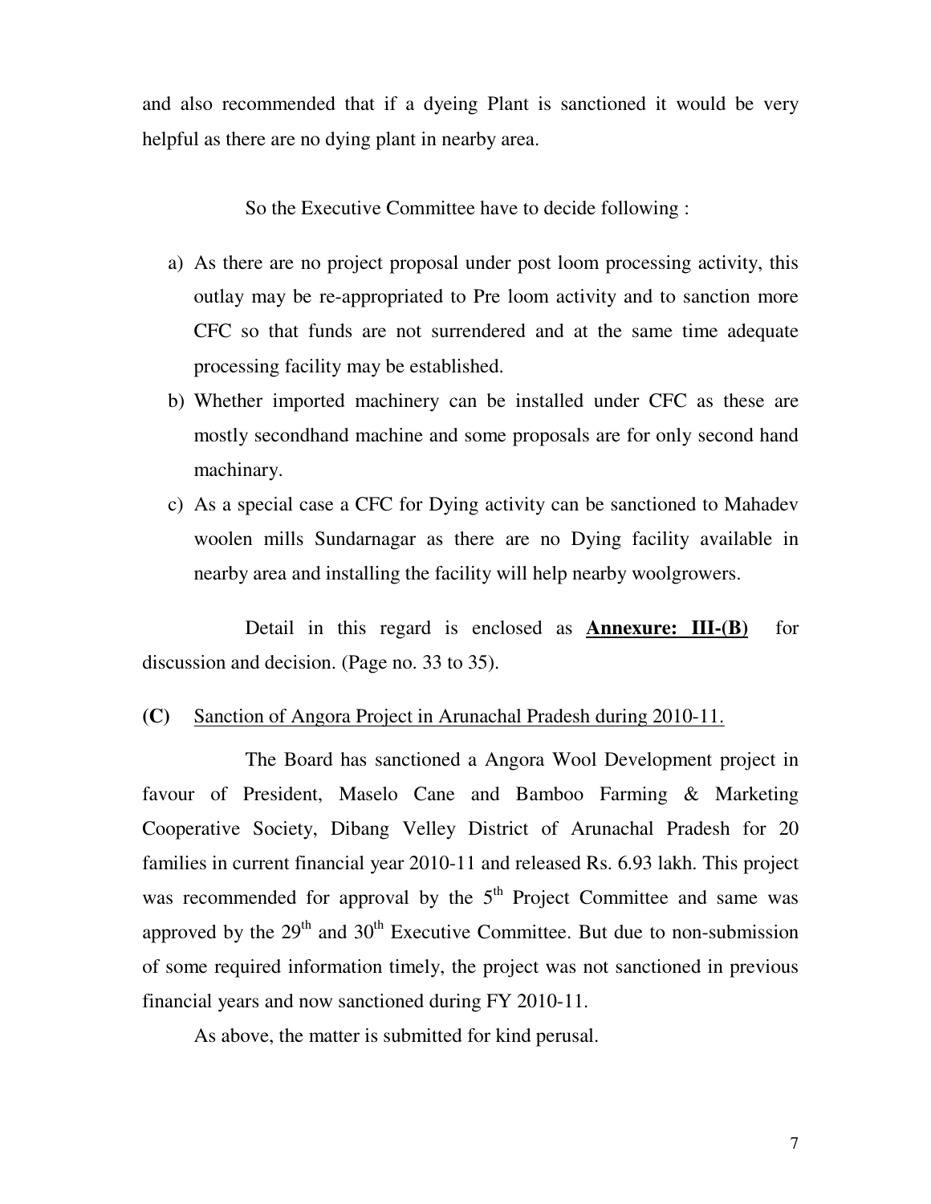and also recommended that if a dyeing Plant is sanctioned it would be very helpful as there are no dying plant in nearby area.

So the Executive Committee have to decide following :

a) As there are no project proposal under post loom processing activity, this outlay may be re-appropriated to Pre loom activity and to sanction more CFC so that funds are not surrendered and at the same time adequate processing facility may be established.
b) Whether imported machinery can be installed under CFC as these are mostly secondhand machine and some proposals are for only second hand machinary.
c) As a special case a CFC for Dying activity can be sanctioned to Mahadev woolen mills Sundarnagar as there are no Dying facility available in nearby area and installing the facility will help nearby woolgrowers.

Detail in this regard is enclosed as **<u>Annexure: III-(B)</u>** for discussion and decision. (Page no. 33 to 35).

**(C)** <u>Sanction of Angora Project in Arunachal Pradesh during 2010-11.</u>

The Board has sanctioned a Angora Wool Development project in favour of President, Maselo Cane and Bamboo Farming & Marketing Cooperative Society, Dibang Velley District of Arunachal Pradesh for 20 families in current financial year 2010-11 and released Rs. 6.93 lakh. This project was recommended for approval by the 5th Project Committee and same was approved by the 29th and 30th Executive Committee. But due to non-submission of some required information timely, the project was not sanctioned in previous financial years and now sanctioned during FY 2010-11.

As above, the matter is submitted for kind perusal.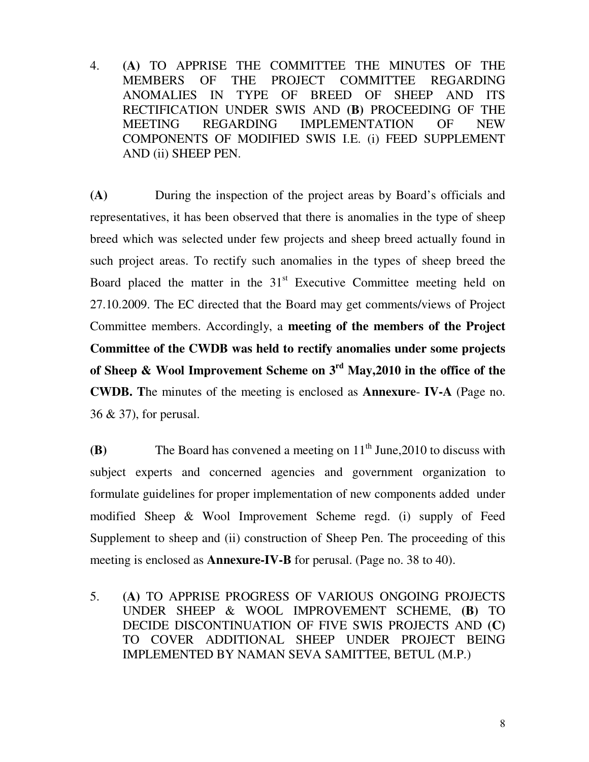4. **(A)** TO APPRISE THE COMMITTEE THE MINUTES OF THE MEMBERS OF THE PROJECT COMMITTEE REGARDING ANOMALIES IN TYPE OF BREED OF SHEEP AND ITS RECTIFICATION UNDER SWIS AND **(B)** PROCEEDING OF THE MEETING REGARDING IMPLEMENTATION OF NEW COMPONENTS OF MODIFIED SWIS I.E. (i) FEED SUPPLEMENT AND (ii) SHEEP PEN.

**(A)** During the inspection of the project areas by Board's officials and representatives, it has been observed that there is anomalies in the type of sheep breed which was selected under few projects and sheep breed actually found in such project areas. To rectify such anomalies in the types of sheep breed the Board placed the matter in the 31st Executive Committee meeting held on 27.10.2009. The EC directed that the Board may get comments/views of Project Committee members. Accordingly, a **meeting of the members of the Project Committee of the CWDB was held to rectify anomalies under some projects of Sheep & Wool Improvement Scheme on 3rd May,2010 in the office of the CWDB. T**he minutes of the meeting is enclosed as **Annexure**- **IV-A** (Page no. 36 & 37), for perusal.

**(B)** The Board has convened a meeting on 11th June,2010 to discuss with subject experts and concerned agencies and government organization to formulate guidelines for proper implementation of new components added under modified Sheep & Wool Improvement Scheme regd. (i) supply of Feed Supplement to sheep and (ii) construction of Sheep Pen. The proceeding of this meeting is enclosed as **Annexure-IV-B** for perusal. (Page no. 38 to 40).

5. **(A)** TO APPRISE PROGRESS OF VARIOUS ONGOING PROJECTS UNDER SHEEP & WOOL IMPROVEMENT SCHEME, **(B)** TO DECIDE DISCONTINUATION OF FIVE SWIS PROJECTS AND **(C)** TO COVER ADDITIONAL SHEEP UNDER PROJECT BEING IMPLEMENTED BY NAMAN SEVA SAMITTEE, BETUL (M.P.)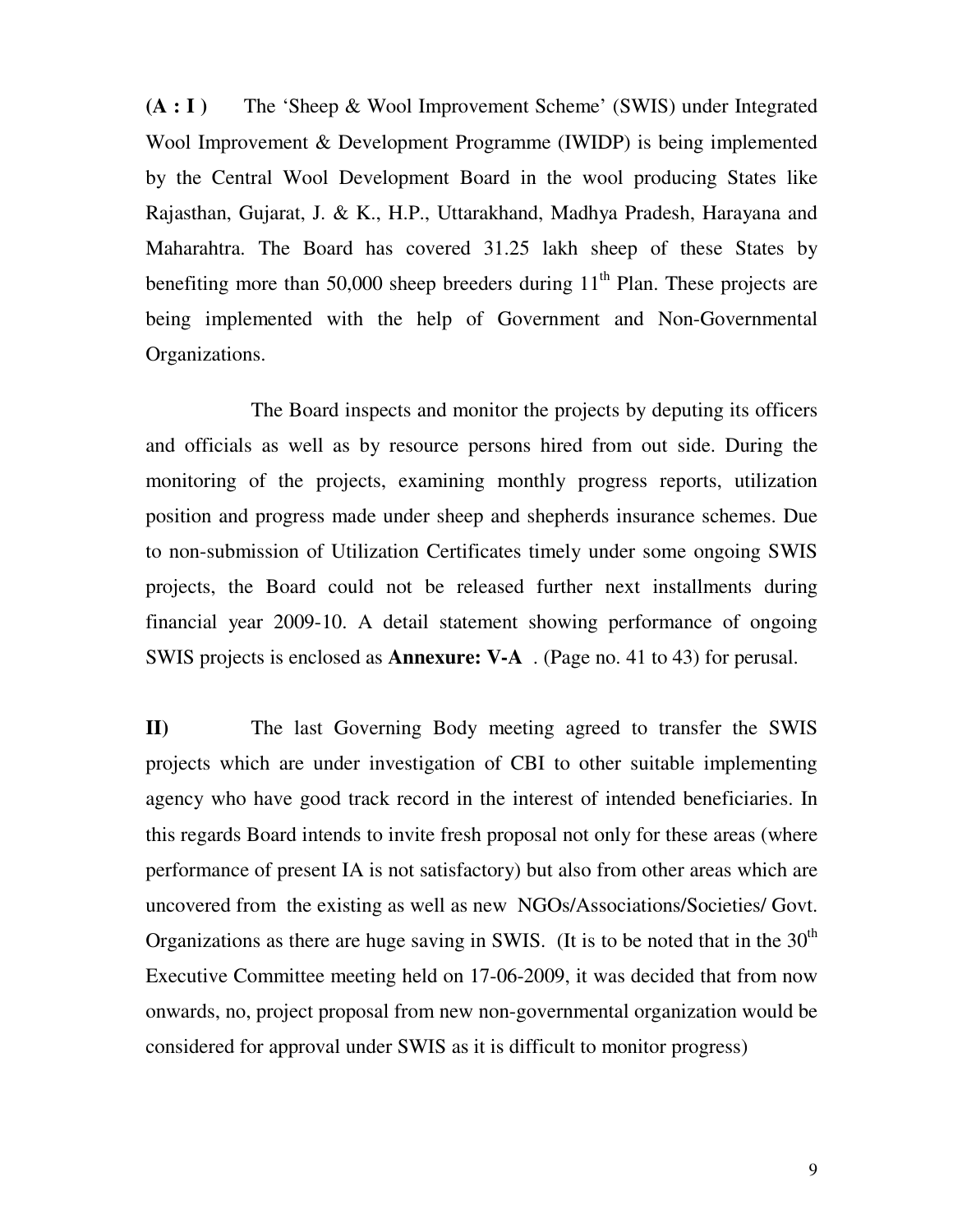**(A : I )** The 'Sheep & Wool Improvement Scheme' (SWIS) under Integrated Wool Improvement & Development Programme (IWIDP) is being implemented by the Central Wool Development Board in the wool producing States like Rajasthan, Gujarat, J. & K., H.P., Uttarakhand, Madhya Pradesh, Harayana and Maharahtra. The Board has covered 31.25 lakh sheep of these States by benefiting more than 50,000 sheep breeders during 11th Plan. These projects are being implemented with the help of Government and Non-Governmental Organizations.

The Board inspects and monitor the projects by deputing its officers and officials as well as by resource persons hired from out side. During the monitoring of the projects, examining monthly progress reports, utilization position and progress made under sheep and shepherds insurance schemes. Due to non-submission of Utilization Certificates timely under some ongoing SWIS projects, the Board could not be released further next installments during financial year 2009-10. A detail statement showing performance of ongoing SWIS projects is enclosed as **Annexure: V-A** . (Page no. 41 to 43) for perusal.

**II)** The last Governing Body meeting agreed to transfer the SWIS projects which are under investigation of CBI to other suitable implementing agency who have good track record in the interest of intended beneficiaries. In this regards Board intends to invite fresh proposal not only for these areas (where performance of present IA is not satisfactory) but also from other areas which are uncovered from the existing as well as new NGOs/Associations/Societies/ Govt. Organizations as there are huge saving in SWIS. (It is to be noted that in the 30th Executive Committee meeting held on 17-06-2009, it was decided that from now onwards, no, project proposal from new non-governmental organization would be considered for approval under SWIS as it is difficult to monitor progress)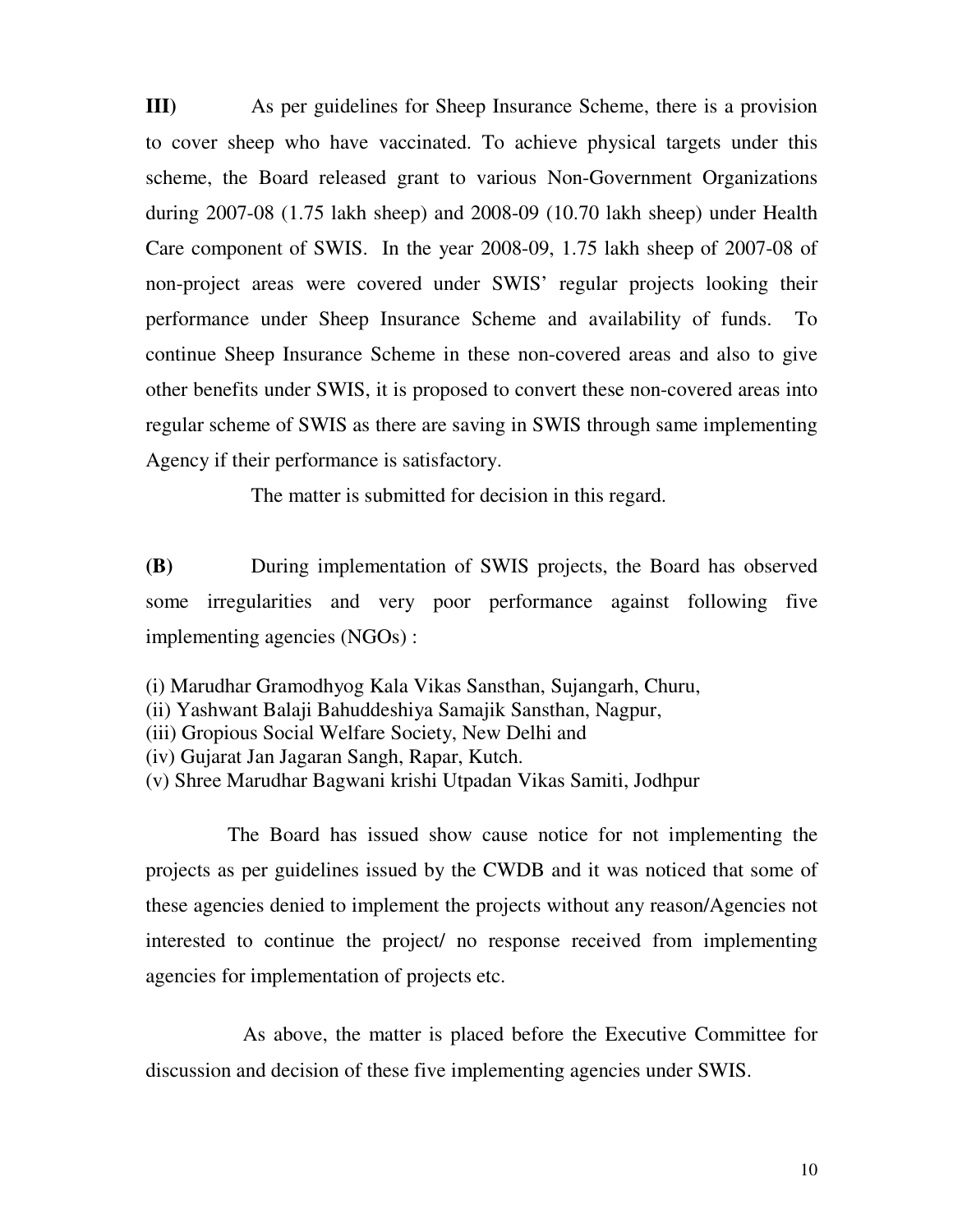**III)** As per guidelines for Sheep Insurance Scheme, there is a provision to cover sheep who have vaccinated. To achieve physical targets under this scheme, the Board released grant to various Non-Government Organizations during 2007-08 (1.75 lakh sheep) and 2008-09 (10.70 lakh sheep) under Health Care component of SWIS. In the year 2008-09, 1.75 lakh sheep of 2007-08 of non-project areas were covered under SWIS' regular projects looking their performance under Sheep Insurance Scheme and availability of funds. To continue Sheep Insurance Scheme in these non-covered areas and also to give other benefits under SWIS, it is proposed to convert these non-covered areas into regular scheme of SWIS as there are saving in SWIS through same implementing Agency if their performance is satisfactory.

The matter is submitted for decision in this regard.

**(B)** During implementation of SWIS projects, the Board has observed some irregularities and very poor performance against following five implementing agencies (NGOs) :

(i) Marudhar Gramodhyog Kala Vikas Sansthan, Sujangarh, Churu,
(ii) Yashwant Balaji Bahuddeshiya Samajik Sansthan, Nagpur,
(iii) Gropious Social Welfare Society, New Delhi and
(iv) Gujarat Jan Jagaran Sangh, Rapar, Kutch.
(v) Shree Marudhar Bagwani krishi Utpadan Vikas Samiti, Jodhpur

The Board has issued show cause notice for not implementing the projects as per guidelines issued by the CWDB and it was noticed that some of these agencies denied to implement the projects without any reason/Agencies not interested to continue the project/ no response received from implementing agencies for implementation of projects etc.

As above, the matter is placed before the Executive Committee for discussion and decision of these five implementing agencies under SWIS.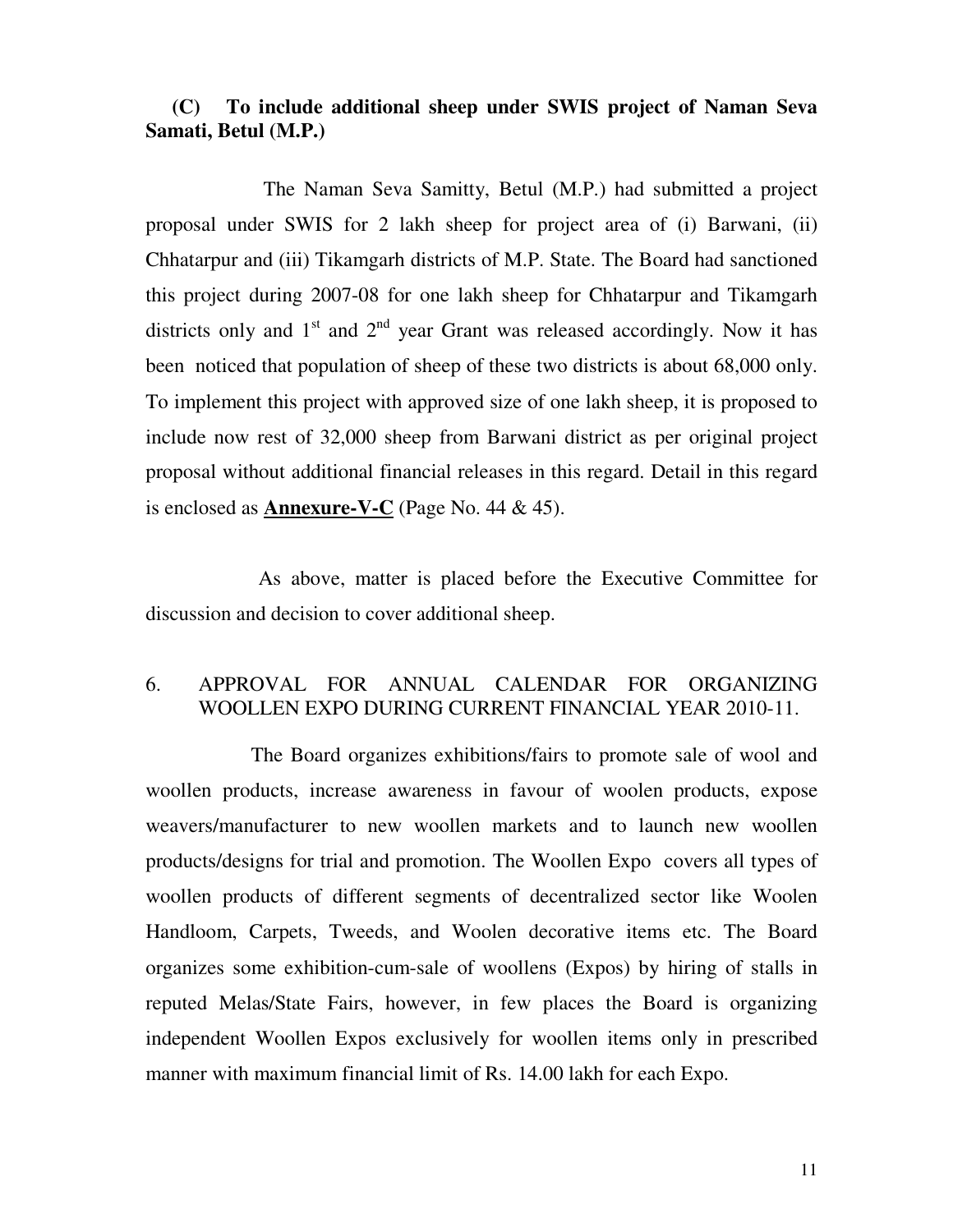**(C) To include additional sheep under SWIS project of Naman Seva Samati, Betul (M.P.)**

The Naman Seva Samitty, Betul (M.P.) had submitted a project proposal under SWIS for 2 lakh sheep for project area of (i) Barwani, (ii) Chhatarpur and (iii) Tikamgarh districts of M.P. State. The Board had sanctioned this project during 2007-08 for one lakh sheep for Chhatarpur and Tikamgarh districts only and 1st and 2nd year Grant was released accordingly. Now it has been noticed that population of sheep of these two districts is about 68,000 only. To implement this project with approved size of one lakh sheep, it is proposed to include now rest of 32,000 sheep from Barwani district as per original project proposal without additional financial releases in this regard. Detail in this regard is enclosed as **Annexure-V-C** (Page No. 44 & 45).

As above, matter is placed before the Executive Committee for discussion and decision to cover additional sheep.

6. APPROVAL FOR ANNUAL CALENDAR FOR ORGANIZING WOOLLEN EXPO DURING CURRENT FINANCIAL YEAR 2010-11.

The Board organizes exhibitions/fairs to promote sale of wool and woollen products, increase awareness in favour of woolen products, expose weavers/manufacturer to new woollen markets and to launch new woollen products/designs for trial and promotion. The Woollen Expo covers all types of woollen products of different segments of decentralized sector like Woolen Handloom, Carpets, Tweeds, and Woolen decorative items etc. The Board organizes some exhibition-cum-sale of woollens (Expos) by hiring of stalls in reputed Melas/State Fairs, however, in few places the Board is organizing independent Woollen Expos exclusively for woollen items only in prescribed manner with maximum financial limit of Rs. 14.00 lakh for each Expo.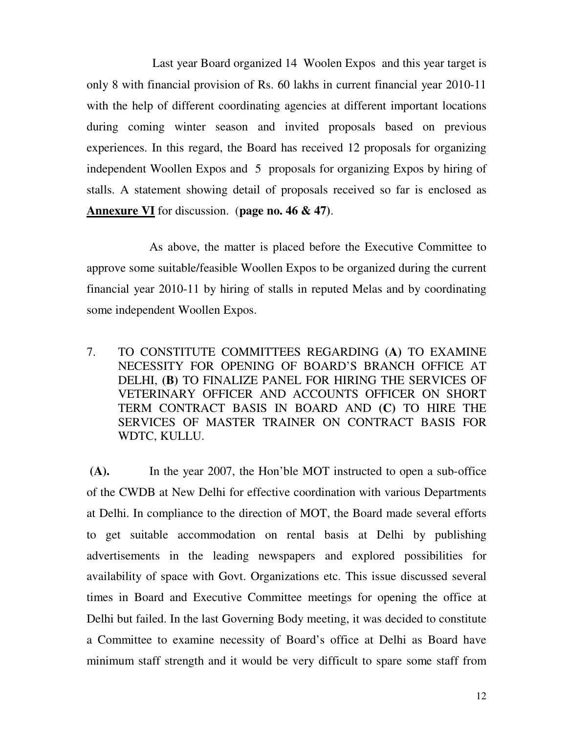Last year Board organized 14 Woolen Expos and this year target is only 8 with financial provision of Rs. 60 lakhs in current financial year 2010-11 with the help of different coordinating agencies at different important locations during coming winter season and invited proposals based on previous experiences. In this regard, the Board has received 12 proposals for organizing independent Woollen Expos and 5 proposals for organizing Expos by hiring of stalls. A statement showing detail of proposals received so far is enclosed as **Annexure VI** for discussion. (**page no. 46 & 47**).

As above, the matter is placed before the Executive Committee to approve some suitable/feasible Woollen Expos to be organized during the current financial year 2010-11 by hiring of stalls in reputed Melas and by coordinating some independent Woollen Expos.

7. TO CONSTITUTE COMMITTEES REGARDING **(A)** TO EXAMINE NECESSITY FOR OPENING OF BOARD'S BRANCH OFFICE AT DELHI, **(B)** TO FINALIZE PANEL FOR HIRING THE SERVICES OF VETERINARY OFFICER AND ACCOUNTS OFFICER ON SHORT TERM CONTRACT BASIS IN BOARD AND **(C)** TO HIRE THE SERVICES OF MASTER TRAINER ON CONTRACT BASIS FOR WDTC, KULLU.

**(A).** In the year 2007, the Hon'ble MOT instructed to open a sub-office of the CWDB at New Delhi for effective coordination with various Departments at Delhi. In compliance to the direction of MOT, the Board made several efforts to get suitable accommodation on rental basis at Delhi by publishing advertisements in the leading newspapers and explored possibilities for availability of space with Govt. Organizations etc. This issue discussed several times in Board and Executive Committee meetings for opening the office at Delhi but failed. In the last Governing Body meeting, it was decided to constitute a Committee to examine necessity of Board's office at Delhi as Board have minimum staff strength and it would be very difficult to spare some staff from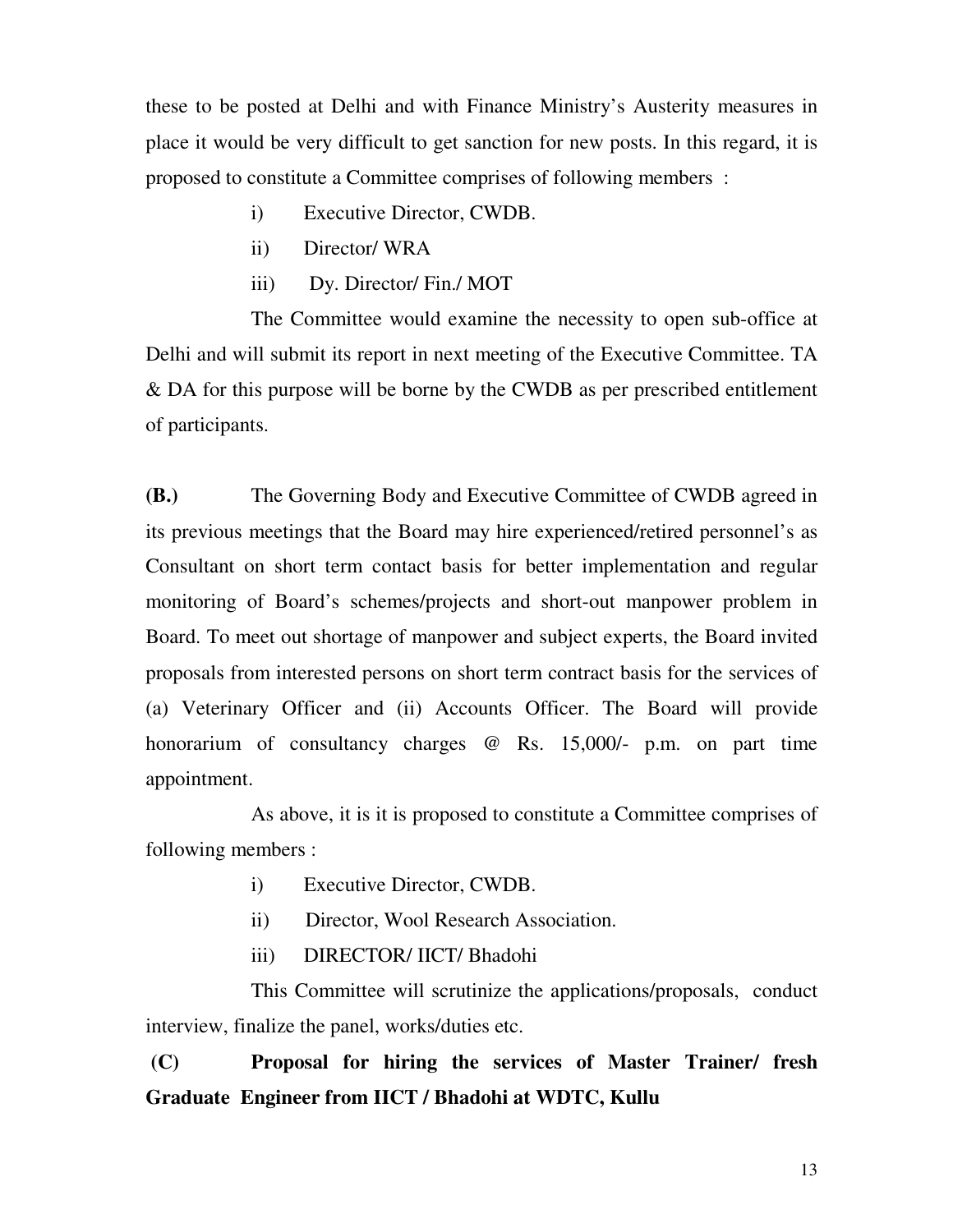these to be posted at Delhi and with Finance Ministry's Austerity measures in place it would be very difficult to get sanction for new posts. In this regard, it is proposed to constitute a Committee comprises of following members :

- i) Executive Director, CWDB.
- ii) Director/ WRA
- iii) Dy. Director/ Fin./ MOT

The Committee would examine the necessity to open sub-office at Delhi and will submit its report in next meeting of the Executive Committee. TA & DA for this purpose will be borne by the CWDB as per prescribed entitlement of participants.

**(B.)** The Governing Body and Executive Committee of CWDB agreed in its previous meetings that the Board may hire experienced/retired personnel's as Consultant on short term contact basis for better implementation and regular monitoring of Board's schemes/projects and short-out manpower problem in Board. To meet out shortage of manpower and subject experts, the Board invited proposals from interested persons on short term contract basis for the services of (a) Veterinary Officer and (ii) Accounts Officer. The Board will provide honorarium of consultancy charges @ Rs. 15,000/- p.m. on part time appointment.

As above, it is it is proposed to constitute a Committee comprises of following members :

- i) Executive Director, CWDB.
- ii) Director, Wool Research Association.
- iii) DIRECTOR/ IICT/ Bhadohi

This Committee will scrutinize the applications/proposals, conduct interview, finalize the panel, works/duties etc.

**(C) Proposal for hiring the services of Master Trainer/ fresh Graduate Engineer from IICT / Bhadohi at WDTC, Kullu**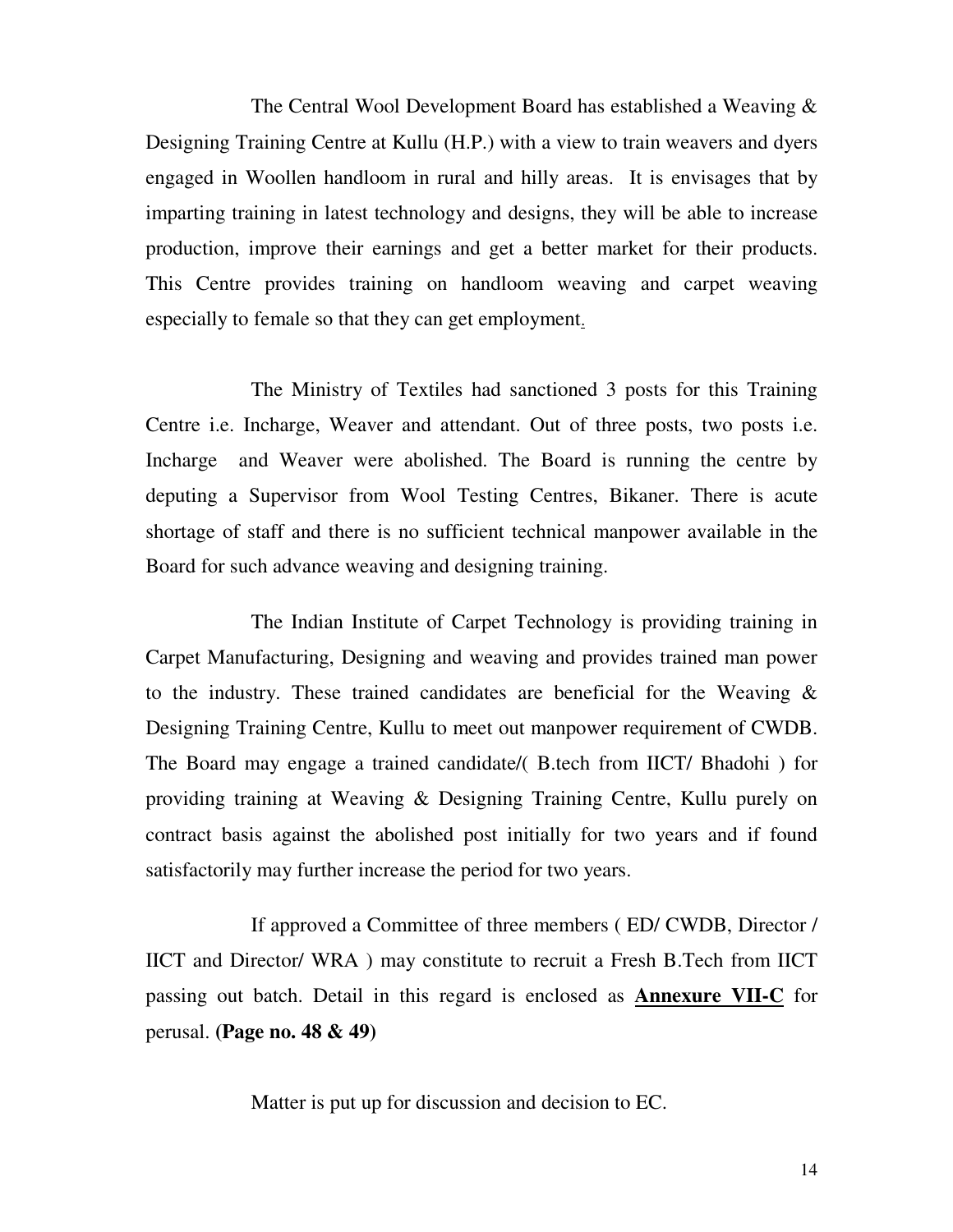The Central Wool Development Board has established a Weaving & Designing Training Centre at Kullu (H.P.) with a view to train weavers and dyers engaged in Woollen handloom in rural and hilly areas. It is envisages that by imparting training in latest technology and designs, they will be able to increase production, improve their earnings and get a better market for their products. This Centre provides training on handloom weaving and carpet weaving especially to female so that they can get employment.

The Ministry of Textiles had sanctioned 3 posts for this Training Centre i.e. Incharge, Weaver and attendant. Out of three posts, two posts i.e. Incharge and Weaver were abolished. The Board is running the centre by deputing a Supervisor from Wool Testing Centres, Bikaner. There is acute shortage of staff and there is no sufficient technical manpower available in the Board for such advance weaving and designing training.

The Indian Institute of Carpet Technology is providing training in Carpet Manufacturing, Designing and weaving and provides trained man power to the industry. These trained candidates are beneficial for the Weaving & Designing Training Centre, Kullu to meet out manpower requirement of CWDB. The Board may engage a trained candidate/( B.tech from IICT/ Bhadohi ) for providing training at Weaving & Designing Training Centre, Kullu purely on contract basis against the abolished post initially for two years and if found satisfactorily may further increase the period for two years.

If approved a Committee of three members ( ED/ CWDB, Director / IICT and Director/ WRA ) may constitute to recruit a Fresh B.Tech from IICT passing out batch. Detail in this regard is enclosed as **Annexure VII-C** for perusal. **(Page no. 48 & 49)**

Matter is put up for discussion and decision to EC.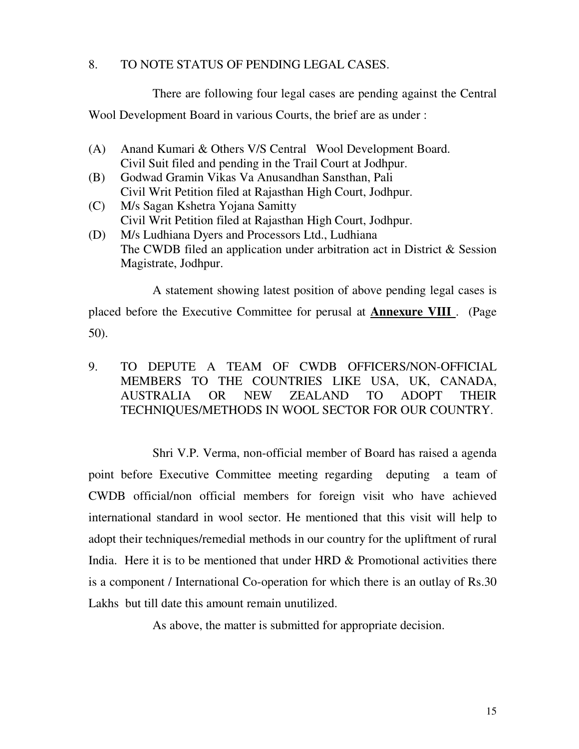## 8. TO NOTE STATUS OF PENDING LEGAL CASES.

There are following four legal cases are pending against the Central Wool Development Board in various Courts, the brief are as under :

(A) Anand Kumari & Others V/S Central Wool Development Board.
Civil Suit filed and pending in the Trail Court at Jodhpur.

(B) Godwad Gramin Vikas Va Anusandhan Sansthan, Pali
Civil Writ Petition filed at Rajasthan High Court, Jodhpur.

(C) M/s Sagan Kshetra Yojana Samitty
Civil Writ Petition filed at Rajasthan High Court, Jodhpur.

(D) M/s Ludhiana Dyers and Processors Ltd., Ludhiana
The CWDB filed an application under arbitration act in District & Session Magistrate, Jodhpur.

A statement showing latest position of above pending legal cases is placed before the Executive Committee for perusal at **Annexure VIII** . (Page 50).

## 9. TO DEPUTE A TEAM OF CWDB OFFICERS/NON-OFFICIAL MEMBERS TO THE COUNTRIES LIKE USA, UK, CANADA, AUSTRALIA OR NEW ZEALAND TO ADOPT THEIR TECHNIQUES/METHODS IN WOOL SECTOR FOR OUR COUNTRY.

Shri V.P. Verma, non-official member of Board has raised a agenda point before Executive Committee meeting regarding deputing a team of CWDB official/non official members for foreign visit who have achieved international standard in wool sector. He mentioned that this visit will help to adopt their techniques/remedial methods in our country for the upliftment of rural India. Here it is to be mentioned that under HRD & Promotional activities there is a component / International Co-operation for which there is an outlay of Rs.30 Lakhs but till date this amount remain unutilized.

As above, the matter is submitted for appropriate decision.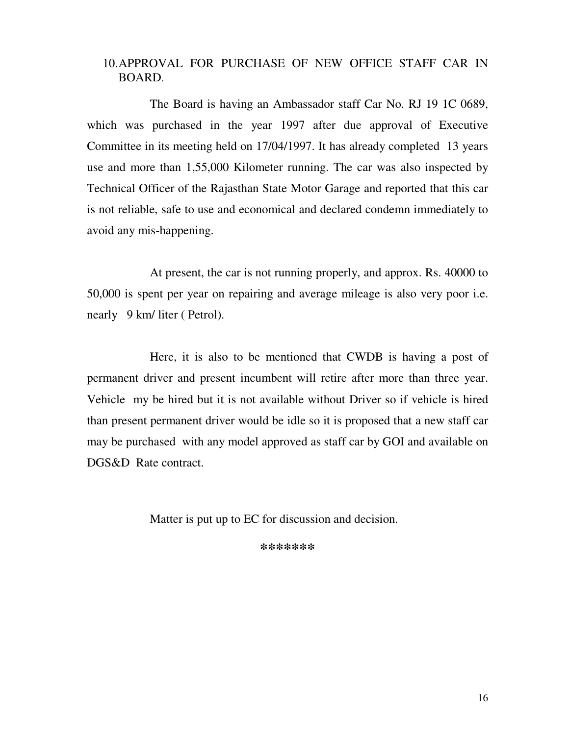## 10. APPROVAL FOR PURCHASE OF NEW OFFICE STAFF CAR IN BOARD.

The Board is having an Ambassador staff Car No. RJ 19 1C 0689, which was purchased in the year 1997 after due approval of Executive Committee in its meeting held on 17/04/1997. It has already completed 13 years use and more than 1,55,000 Kilometer running. The car was also inspected by Technical Officer of the Rajasthan State Motor Garage and reported that this car is not reliable, safe to use and economical and declared condemn immediately to avoid any mis-happening.

At present, the car is not running properly, and approx. Rs. 40000 to 50,000 is spent per year on repairing and average mileage is also very poor i.e. nearly 9 km/ liter ( Petrol).

Here, it is also to be mentioned that CWDB is having a post of permanent driver and present incumbent will retire after more than three year. Vehicle my be hired but it is not available without Driver so if vehicle is hired than present permanent driver would be idle so it is proposed that a new staff car may be purchased with any model approved as staff car by GOI and available on DGS&D Rate contract.

Matter is put up to EC for discussion and decision.

*******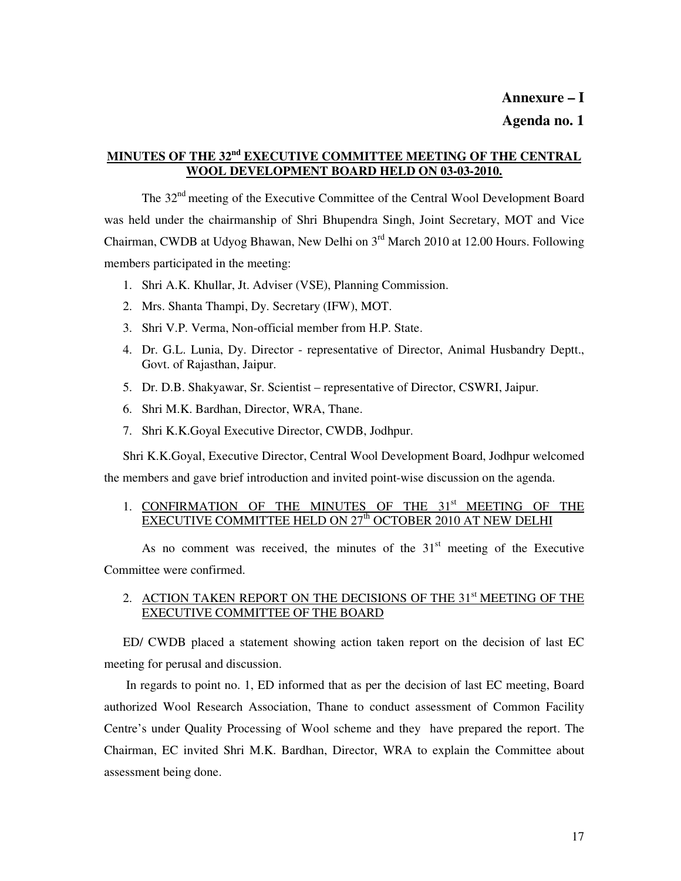**Annexure – I**

**Agenda no. 1**

## MINUTES OF THE 32nd EXECUTIVE COMMITTEE MEETING OF THE CENTRAL WOOL DEVELOPMENT BOARD HELD ON 03-03-2010.

The 32nd meeting of the Executive Committee of the Central Wool Development Board was held under the chairmanship of Shri Bhupendra Singh, Joint Secretary, MOT and Vice Chairman, CWDB at Udyog Bhawan, New Delhi on 3rd March 2010 at 12.00 Hours. Following members participated in the meeting:

1. Shri A.K. Khullar, Jt. Adviser (VSE), Planning Commission.
2. Mrs. Shanta Thampi, Dy. Secretary (IFW), MOT.
3. Shri V.P. Verma, Non-official member from H.P. State.
4. Dr. G.L. Lunia, Dy. Director - representative of Director, Animal Husbandry Deptt., Govt. of Rajasthan, Jaipur.
5. Dr. D.B. Shakyawar, Sr. Scientist – representative of Director, CSWRI, Jaipur.
6. Shri M.K. Bardhan, Director, WRA, Thane.
7. Shri K.K.Goyal Executive Director, CWDB, Jodhpur.

Shri K.K.Goyal, Executive Director, Central Wool Development Board, Jodhpur welcomed the members and gave brief introduction and invited point-wise discussion on the agenda.

1. CONFIRMATION OF THE MINUTES OF THE 31st MEETING OF THE EXECUTIVE COMMITTEE HELD ON 27th OCTOBER 2010 AT NEW DELHI

As no comment was received, the minutes of the 31st meeting of the Executive Committee were confirmed.

2. ACTION TAKEN REPORT ON THE DECISIONS OF THE 31st MEETING OF THE EXECUTIVE COMMITTEE OF THE BOARD

ED/ CWDB placed a statement showing action taken report on the decision of last EC meeting for perusal and discussion.

In regards to point no. 1, ED informed that as per the decision of last EC meeting, Board authorized Wool Research Association, Thane to conduct assessment of Common Facility Centre's under Quality Processing of Wool scheme and they have prepared the report. The Chairman, EC invited Shri M.K. Bardhan, Director, WRA to explain the Committee about assessment being done.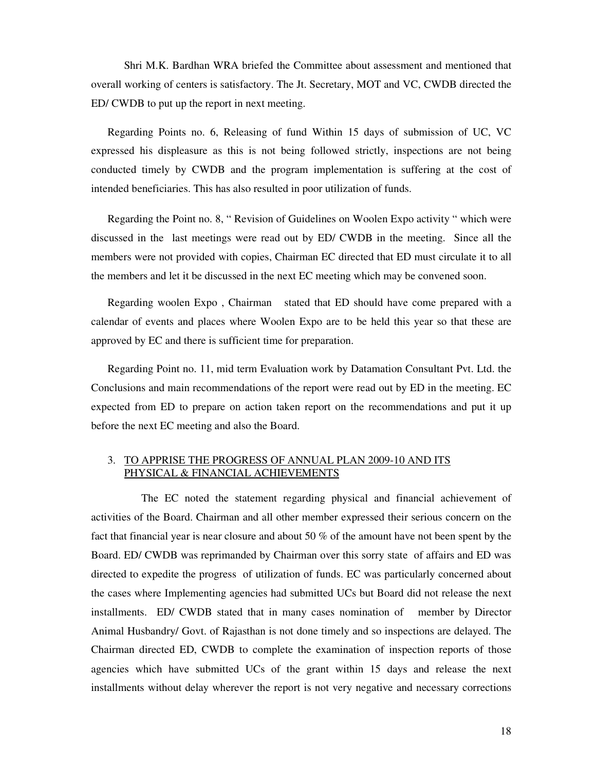Shri M.K. Bardhan WRA briefed the Committee about assessment and mentioned that overall working of centers is satisfactory. The Jt. Secretary, MOT and VC, CWDB directed the ED/ CWDB to put up the report in next meeting.

Regarding Points no. 6, Releasing of fund Within 15 days of submission of UC, VC expressed his displeasure as this is not being followed strictly, inspections are not being conducted timely by CWDB and the program implementation is suffering at the cost of intended beneficiaries. This has also resulted in poor utilization of funds.

Regarding the Point no. 8, " Revision of Guidelines on Woolen Expo activity " which were discussed in the last meetings were read out by ED/ CWDB in the meeting. Since all the members were not provided with copies, Chairman EC directed that ED must circulate it to all the members and let it be discussed in the next EC meeting which may be convened soon.

Regarding woolen Expo , Chairman stated that ED should have come prepared with a calendar of events and places where Woolen Expo are to be held this year so that these are approved by EC and there is sufficient time for preparation.

Regarding Point no. 11, mid term Evaluation work by Datamation Consultant Pvt. Ltd. the Conclusions and main recommendations of the report were read out by ED in the meeting. EC expected from ED to prepare on action taken report on the recommendations and put it up before the next EC meeting and also the Board.

3. <u>TO APPRISE THE PROGRESS OF ANNUAL PLAN 2009-10 AND ITS PHYSICAL & FINANCIAL ACHIEVEMENTS</u>

The EC noted the statement regarding physical and financial achievement of activities of the Board. Chairman and all other member expressed their serious concern on the fact that financial year is near closure and about 50 % of the amount have not been spent by the Board. ED/ CWDB was reprimanded by Chairman over this sorry state of affairs and ED was directed to expedite the progress of utilization of funds. EC was particularly concerned about the cases where Implementing agencies had submitted UCs but Board did not release the next installments. ED/ CWDB stated that in many cases nomination of member by Director Animal Husbandry/ Govt. of Rajasthan is not done timely and so inspections are delayed. The Chairman directed ED, CWDB to complete the examination of inspection reports of those agencies which have submitted UCs of the grant within 15 days and release the next installments without delay wherever the report is not very negative and necessary corrections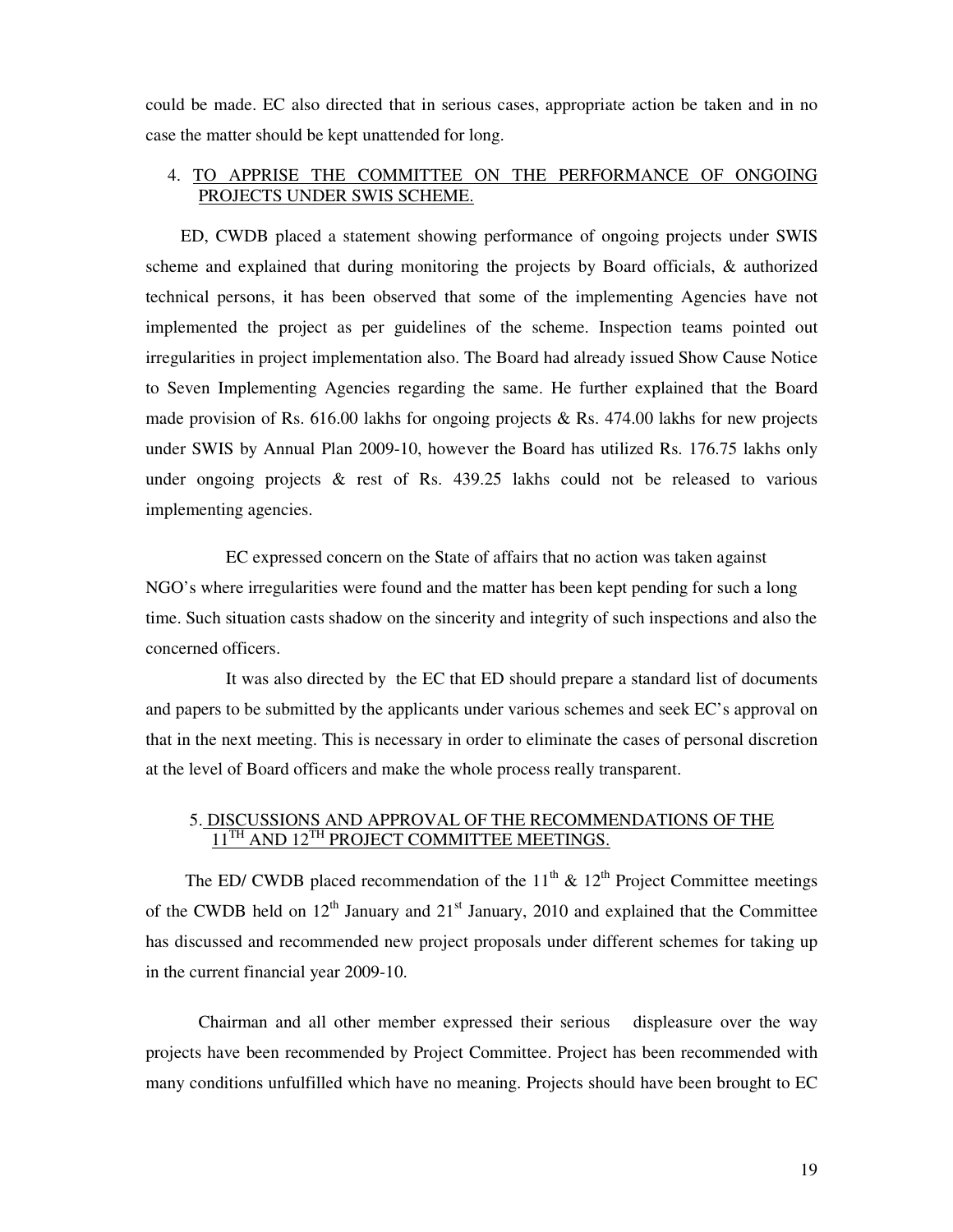could be made. EC also directed that in serious cases, appropriate action be taken and in no case the matter should be kept unattended for long.

4. <u>TO APPRISE THE COMMITTEE ON THE PERFORMANCE OF ONGOING PROJECTS UNDER SWIS SCHEME.</u>

ED, CWDB placed a statement showing performance of ongoing projects under SWIS scheme and explained that during monitoring the projects by Board officials, & authorized technical persons, it has been observed that some of the implementing Agencies have not implemented the project as per guidelines of the scheme. Inspection teams pointed out irregularities in project implementation also. The Board had already issued Show Cause Notice to Seven Implementing Agencies regarding the same. He further explained that the Board made provision of Rs. 616.00 lakhs for ongoing projects & Rs. 474.00 lakhs for new projects under SWIS by Annual Plan 2009-10, however the Board has utilized Rs. 176.75 lakhs only under ongoing projects & rest of Rs. 439.25 lakhs could not be released to various implementing agencies.

EC expressed concern on the State of affairs that no action was taken against NGO's where irregularities were found and the matter has been kept pending for such a long time. Such situation casts shadow on the sincerity and integrity of such inspections and also the concerned officers.

It was also directed by the EC that ED should prepare a standard list of documents and papers to be submitted by the applicants under various schemes and seek EC's approval on that in the next meeting. This is necessary in order to eliminate the cases of personal discretion at the level of Board officers and make the whole process really transparent.

5. <u>DISCUSSIONS AND APPROVAL OF THE RECOMMENDATIONS OF THE 11TH AND 12TH PROJECT COMMITTEE MEETINGS.</u>

The ED/ CWDB placed recommendation of the 11th & 12th Project Committee meetings of the CWDB held on 12th January and 21st January, 2010 and explained that the Committee has discussed and recommended new project proposals under different schemes for taking up in the current financial year 2009-10.

Chairman and all other member expressed their serious displeasure over the way projects have been recommended by Project Committee. Project has been recommended with many conditions unfulfilled which have no meaning. Projects should have been brought to EC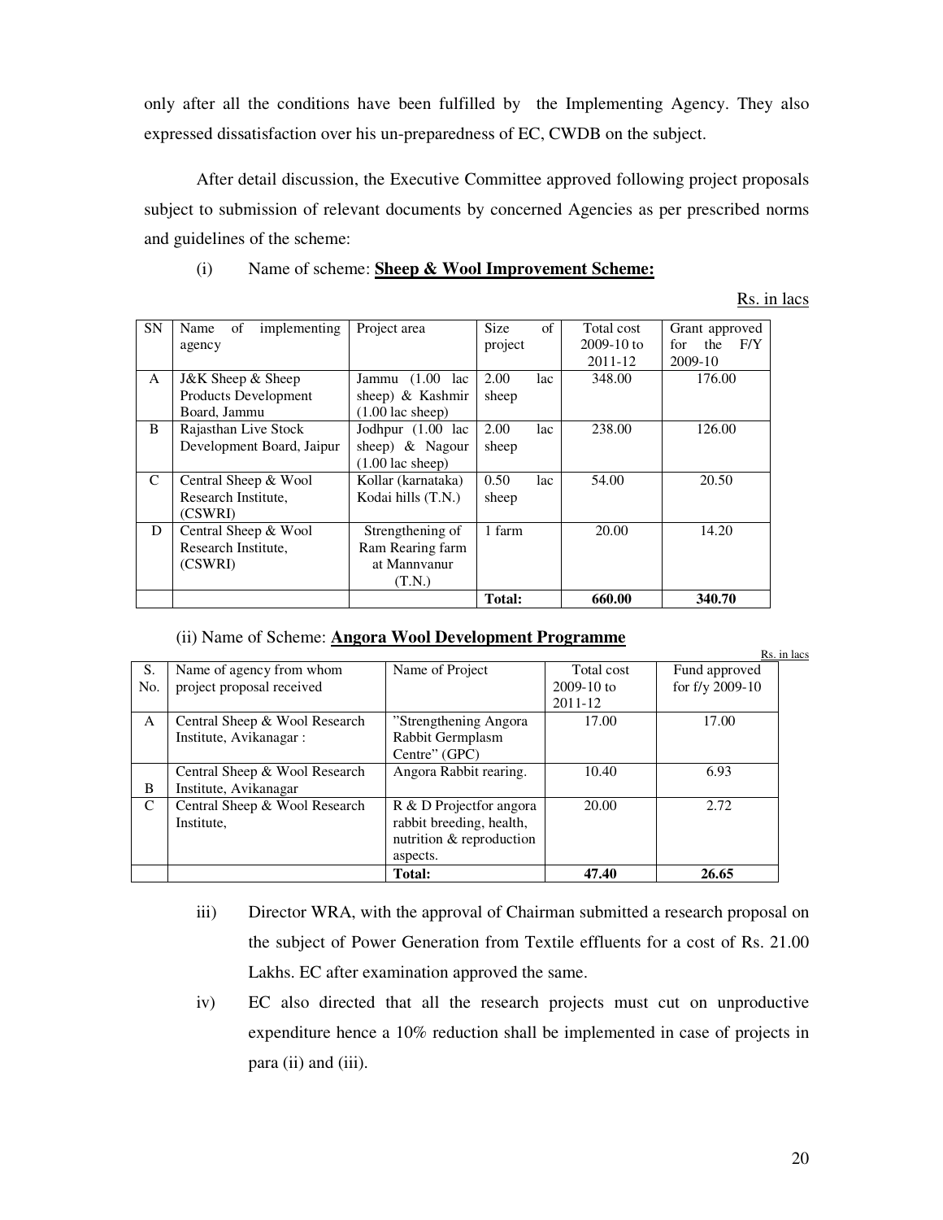only after all the conditions have been fulfilled by the Implementing Agency. They also expressed dissatisfaction over his un-preparedness of EC, CWDB on the subject.

After detail discussion, the Executive Committee approved following project proposals subject to submission of relevant documents by concerned Agencies as per prescribed norms and guidelines of the scheme:

(i) Name of scheme: **Sheep & Wool Improvement Scheme:**

Rs. in lacs

| SN | Name of implementing agency | Project area | Size of project | Total cost 2009-10 to 2011-12 | Grant approved for the F/Y 2009-10 |
|---|---|---|---|---|---|
| A | J&K Sheep & Sheep Products Development Board, Jammu | Jammu (1.00 lac sheep) & Kashmir (1.00 lac sheep) | 2.00 lac sheep | 348.00 | 176.00 |
| B | Rajasthan Live Stock Development Board, Jaipur | Jodhpur (1.00 lac sheep) & Nagour (1.00 lac sheep) | 2.00 lac sheep | 238.00 | 126.00 |
| C | Central Sheep & Wool Research Institute, (CSWRI) | Kollar (karnataka) Kodai hills (T.N.) | 0.50 lac sheep | 54.00 | 20.50 |
| D | Central Sheep & Wool Research Institute, (CSWRI) | Strengthening of Ram Rearing farm at Mannvanur (T.N.) | 1 farm | 20.00 | 14.20 |
| | | | **Total:** | **660.00** | **340.70** |

(ii) Name of Scheme: **Angora Wool Development Programme**

Rs. in lacs

| S. No. | Name of agency from whom project proposal received | Name of Project | Total cost 2009-10 to 2011-12 | Fund approved for f/y 2009-10 |
|---|---|---|---|---|
| A | Central Sheep & Wool Research Institute, Avikanagar : | "Strengthening Angora Rabbit Germplasm Centre" (GPC) | 17.00 | 17.00 |
| B | Central Sheep & Wool Research Institute, Avikanagar | Angora Rabbit rearing. | 10.40 | 6.93 |
| C | Central Sheep & Wool Research Institute, | R & D Projectfor angora rabbit breeding, health, nutrition & reproduction aspects. | 20.00 | 2.72 |
| | | **Total:** | **47.40** | **26.65** |

iii) Director WRA, with the approval of Chairman submitted a research proposal on the subject of Power Generation from Textile effluents for a cost of Rs. 21.00 Lakhs. EC after examination approved the same.

iv) EC also directed that all the research projects must cut on unproductive expenditure hence a 10% reduction shall be implemented in case of projects in para (ii) and (iii).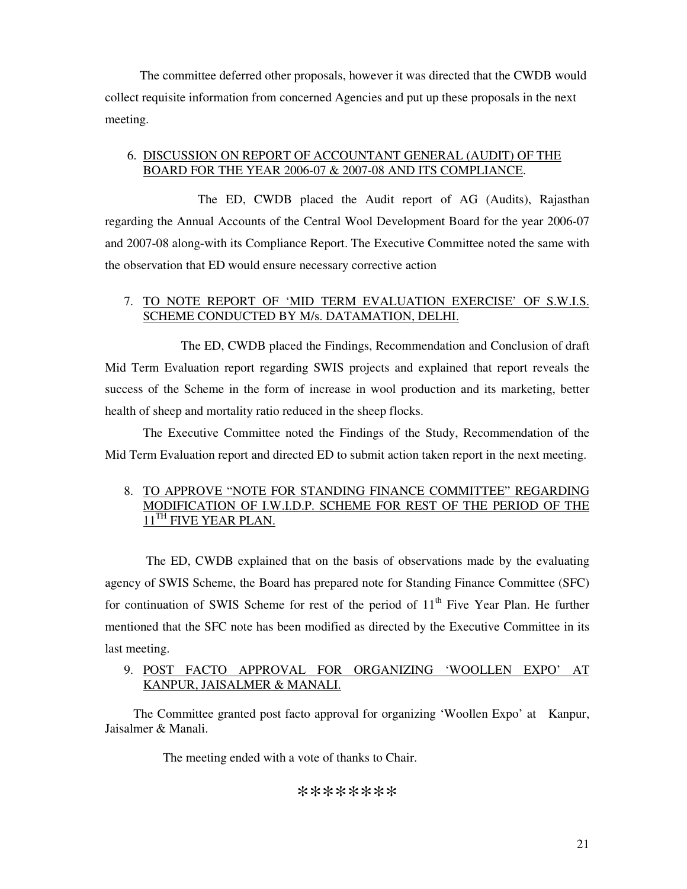The committee deferred other proposals, however it was directed that the CWDB would collect requisite information from concerned Agencies and put up these proposals in the next meeting.

6. DISCUSSION ON REPORT OF ACCOUNTANT GENERAL (AUDIT) OF THE BOARD FOR THE YEAR 2006-07 & 2007-08 AND ITS COMPLIANCE.

The ED, CWDB placed the Audit report of AG (Audits), Rajasthan regarding the Annual Accounts of the Central Wool Development Board for the year 2006-07 and 2007-08 along-with its Compliance Report. The Executive Committee noted the same with the observation that ED would ensure necessary corrective action

7. TO NOTE REPORT OF 'MID TERM EVALUATION EXERCISE' OF S.W.I.S. SCHEME CONDUCTED BY M/s. DATAMATION, DELHI.

The ED, CWDB placed the Findings, Recommendation and Conclusion of draft Mid Term Evaluation report regarding SWIS projects and explained that report reveals the success of the Scheme in the form of increase in wool production and its marketing, better health of sheep and mortality ratio reduced in the sheep flocks.

The Executive Committee noted the Findings of the Study, Recommendation of the Mid Term Evaluation report and directed ED to submit action taken report in the next meeting.

8. TO APPROVE "NOTE FOR STANDING FINANCE COMMITTEE" REGARDING MODIFICATION OF I.W.I.D.P. SCHEME FOR REST OF THE PERIOD OF THE 11TH FIVE YEAR PLAN.

The ED, CWDB explained that on the basis of observations made by the evaluating agency of SWIS Scheme, the Board has prepared note for Standing Finance Committee (SFC) for continuation of SWIS Scheme for rest of the period of 11th Five Year Plan. He further mentioned that the SFC note has been modified as directed by the Executive Committee in its last meeting.

9. POST FACTO APPROVAL FOR ORGANIZING 'WOOLLEN EXPO' AT KANPUR, JAISALMER & MANALI.

The Committee granted post facto approval for organizing 'Woollen Expo' at Kanpur, Jaisalmer & Manali.

The meeting ended with a vote of thanks to Chair.

********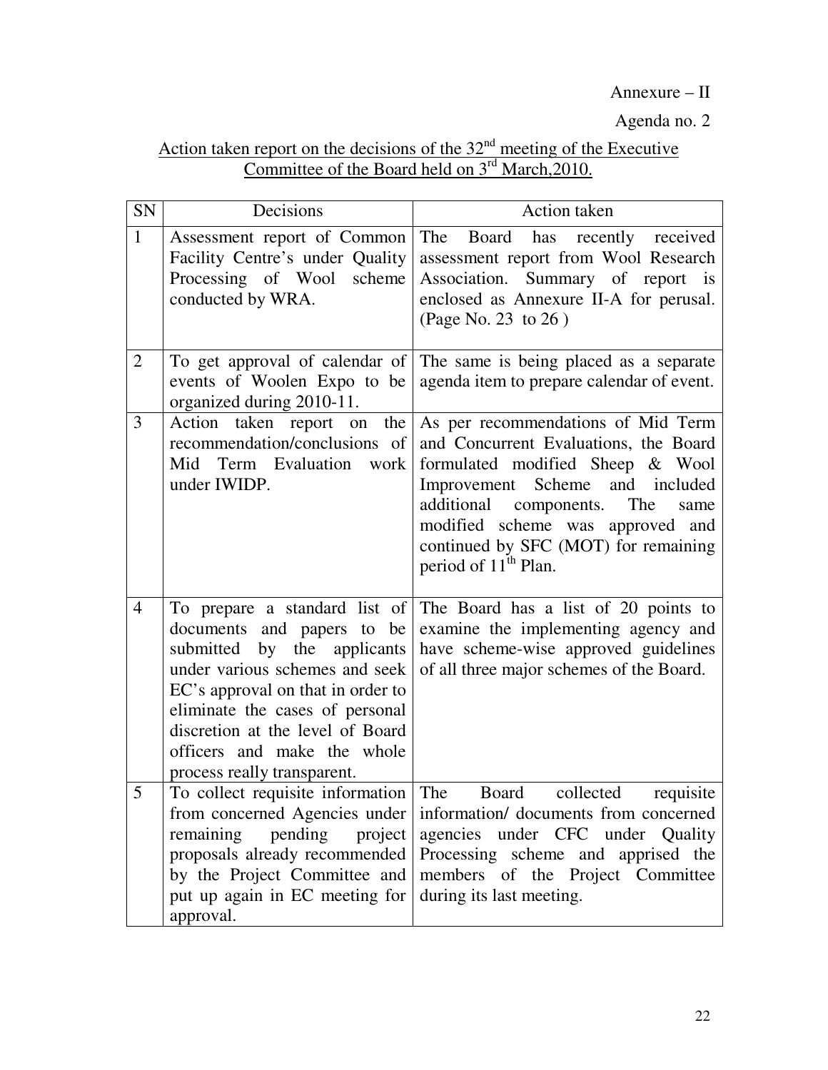Annexure – II

Agenda no. 2

Action taken report on the decisions of the 32nd meeting of the Executive Committee of the Board held on 3rd March,2010.

| SN | Decisions | Action taken |
|---|---|---|
| 1 | Assessment report of Common Facility Centre's under Quality Processing of Wool scheme conducted by WRA. | The Board has recently received assessment report from Wool Research Association. Summary of report is enclosed as Annexure II-A for perusal. (Page No. 23 to 26 ) |
| 2 | To get approval of calendar of events of Woolen Expo to be organized during 2010-11. | The same is being placed as a separate agenda item to prepare calendar of event. |
| 3 | Action taken report on the recommendation/conclusions of Mid Term Evaluation work under IWIDP. | As per recommendations of Mid Term and Concurrent Evaluations, the Board formulated modified Sheep & Wool Improvement Scheme and included additional components. The same modified scheme was approved and continued by SFC (MOT) for remaining period of 11th Plan. |
| 4 | To prepare a standard list of documents and papers to be submitted by the applicants under various schemes and seek EC's approval on that in order to eliminate the cases of personal discretion at the level of Board officers and make the whole process really transparent. | The Board has a list of 20 points to examine the implementing agency and have scheme-wise approved guidelines of all three major schemes of the Board. |
| 5 | To collect requisite information from concerned Agencies under remaining pending project proposals already recommended by the Project Committee and put up again in EC meeting for approval. | The Board collected requisite information/ documents from concerned agencies under CFC under Quality Processing scheme and apprised the members of the Project Committee during its last meeting. |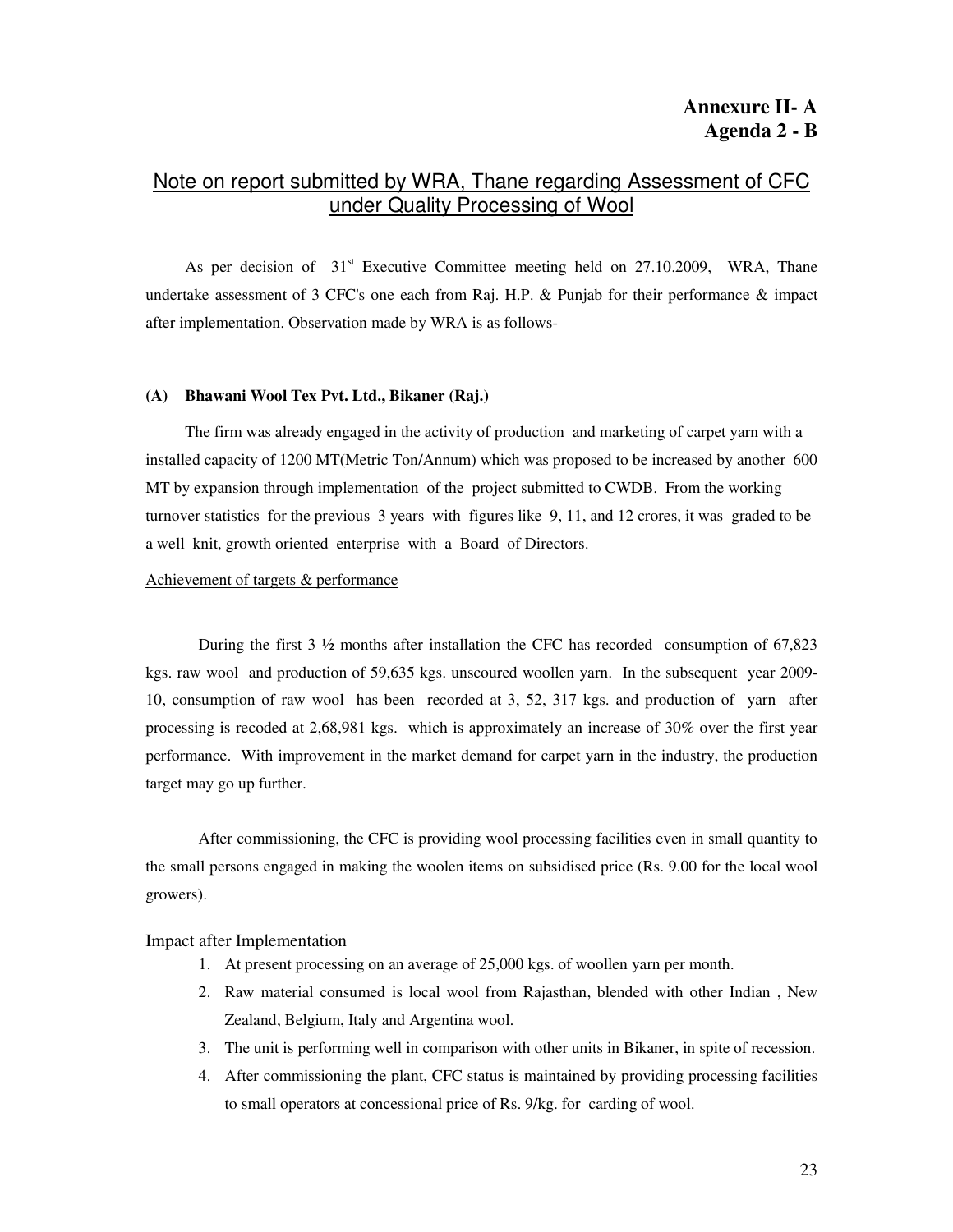**Annexure II- A**
**Agenda 2 - B**

## Note on report submitted by WRA, Thane regarding Assessment of CFC under Quality Processing of Wool

As per decision of 31st Executive Committee meeting held on 27.10.2009, WRA, Thane undertake assessment of 3 CFC's one each from Raj. H.P. & Punjab for their performance & impact after implementation. Observation made by WRA is as follows-

**(A) Bhawani Wool Tex Pvt. Ltd., Bikaner (Raj.)**

The firm was already engaged in the activity of production and marketing of carpet yarn with a installed capacity of 1200 MT(Metric Ton/Annum) which was proposed to be increased by another 600 MT by expansion through implementation of the project submitted to CWDB. From the working turnover statistics for the previous 3 years with figures like 9, 11, and 12 crores, it was graded to be a well knit, growth oriented enterprise with a Board of Directors.

Achievement of targets & performance

During the first 3 ½ months after installation the CFC has recorded consumption of 67,823 kgs. raw wool and production of 59,635 kgs. unscoured woollen yarn. In the subsequent year 2009-10, consumption of raw wool has been recorded at 3, 52, 317 kgs. and production of yarn after processing is recoded at 2,68,981 kgs. which is approximately an increase of 30% over the first year performance. With improvement in the market demand for carpet yarn in the industry, the production target may go up further.

After commissioning, the CFC is providing wool processing facilities even in small quantity to the small persons engaged in making the woolen items on subsidised price (Rs. 9.00 for the local wool growers).

Impact after Implementation

1. At present processing on an average of 25,000 kgs. of woollen yarn per month.
2. Raw material consumed is local wool from Rajasthan, blended with other Indian , New Zealand, Belgium, Italy and Argentina wool.
3. The unit is performing well in comparison with other units in Bikaner, in spite of recession.
4. After commissioning the plant, CFC status is maintained by providing processing facilities to small operators at concessional price of Rs. 9/kg. for carding of wool.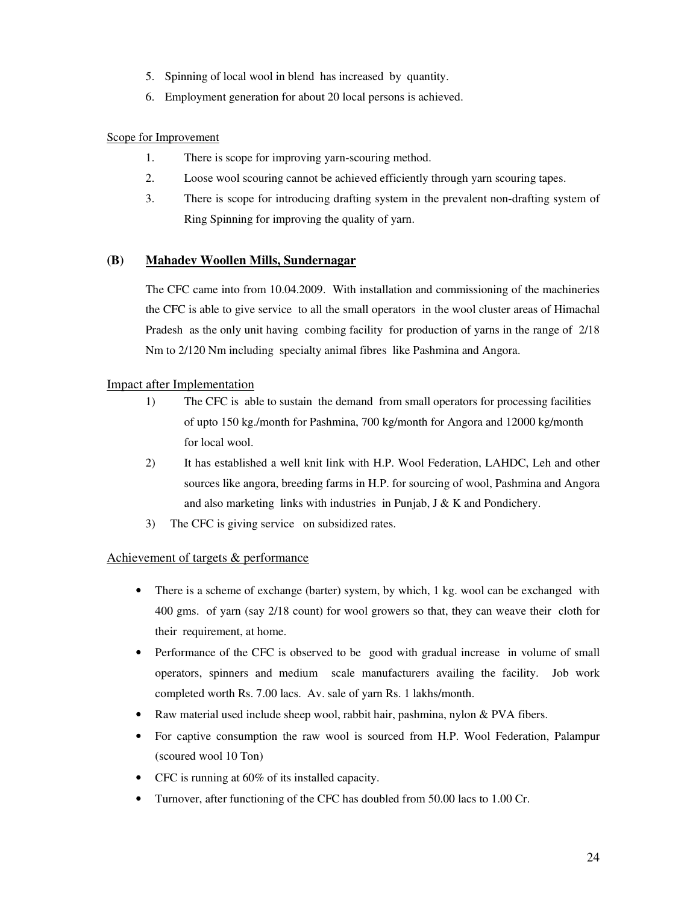5. Spinning of local wool in blend has increased by quantity.
6. Employment generation for about 20 local persons is achieved.

Scope for Improvement

1. There is scope for improving yarn-scouring method.
2. Loose wool scouring cannot be achieved efficiently through yarn scouring tapes.
3. There is scope for introducing drafting system in the prevalent non-drafting system of Ring Spinning for improving the quality of yarn.

## (B) Mahadev Woollen Mills, Sundernagar

The CFC came into from 10.04.2009. With installation and commissioning of the machineries the CFC is able to give service to all the small operators in the wool cluster areas of Himachal Pradesh as the only unit having combing facility for production of yarns in the range of 2/18 Nm to 2/120 Nm including specialty animal fibres like Pashmina and Angora.

Impact after Implementation

1) The CFC is able to sustain the demand from small operators for processing facilities of upto 150 kg./month for Pashmina, 700 kg/month for Angora and 12000 kg/month for local wool.
2) It has established a well knit link with H.P. Wool Federation, LAHDC, Leh and other sources like angora, breeding farms in H.P. for sourcing of wool, Pashmina and Angora and also marketing links with industries in Punjab, J & K and Pondichery.
3) The CFC is giving service on subsidized rates.

Achievement of targets & performance

- There is a scheme of exchange (barter) system, by which, 1 kg. wool can be exchanged with 400 gms. of yarn (say 2/18 count) for wool growers so that, they can weave their cloth for their requirement, at home.
- Performance of the CFC is observed to be good with gradual increase in volume of small operators, spinners and medium scale manufacturers availing the facility. Job work completed worth Rs. 7.00 lacs. Av. sale of yarn Rs. 1 lakhs/month.
- Raw material used include sheep wool, rabbit hair, pashmina, nylon & PVA fibers.
- For captive consumption the raw wool is sourced from H.P. Wool Federation, Palampur (scoured wool 10 Ton)
- CFC is running at 60% of its installed capacity.
- Turnover, after functioning of the CFC has doubled from 50.00 lacs to 1.00 Cr.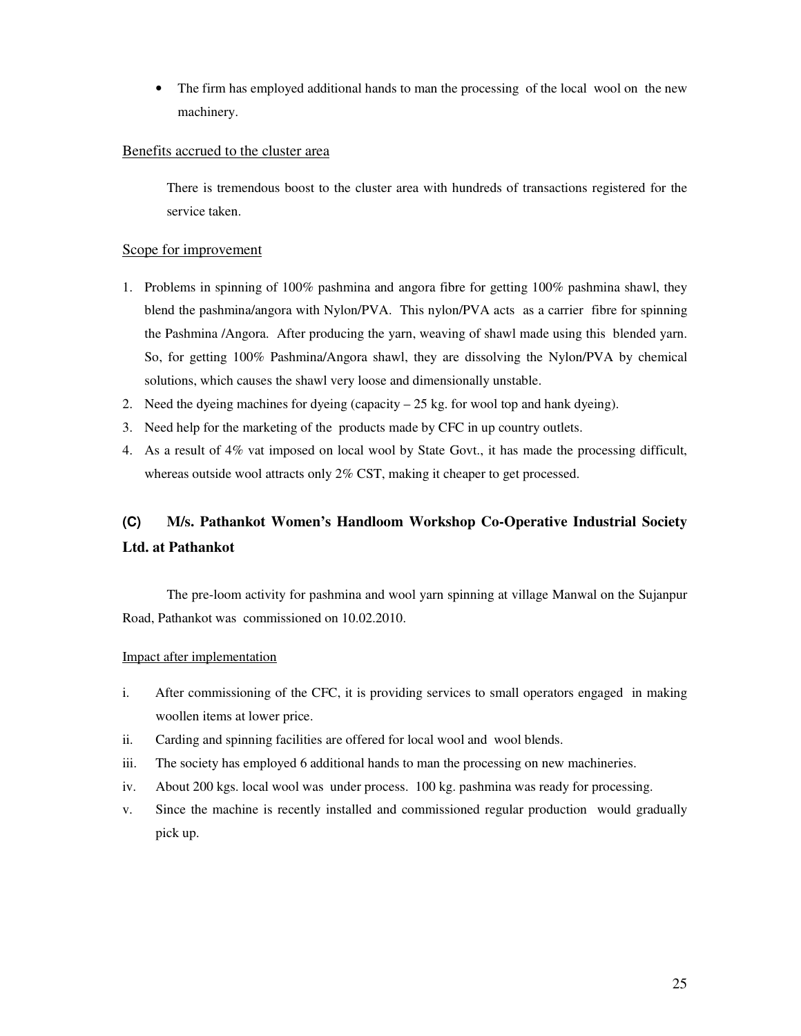- The firm has employed additional hands to man the processing of the local wool on the new machinery.

Benefits accrued to the cluster area

There is tremendous boost to the cluster area with hundreds of transactions registered for the service taken.

Scope for improvement

1. Problems in spinning of 100% pashmina and angora fibre for getting 100% pashmina shawl, they blend the pashmina/angora with Nylon/PVA. This nylon/PVA acts as a carrier fibre for spinning the Pashmina /Angora. After producing the yarn, weaving of shawl made using this blended yarn. So, for getting 100% Pashmina/Angora shawl, they are dissolving the Nylon/PVA by chemical solutions, which causes the shawl very loose and dimensionally unstable.
2. Need the dyeing machines for dyeing (capacity – 25 kg. for wool top and hank dyeing).
3. Need help for the marketing of the products made by CFC in up country outlets.
4. As a result of 4% vat imposed on local wool by State Govt., it has made the processing difficult, whereas outside wool attracts only 2% CST, making it cheaper to get processed.

### (C) M/s. Pathankot Women's Handloom Workshop Co-Operative Industrial Society Ltd. at Pathankot

The pre-loom activity for pashmina and wool yarn spinning at village Manwal on the Sujanpur Road, Pathankot was commissioned on 10.02.2010.

Impact after implementation

i. After commissioning of the CFC, it is providing services to small operators engaged in making woollen items at lower price.
ii. Carding and spinning facilities are offered for local wool and wool blends.
iii. The society has employed 6 additional hands to man the processing on new machineries.
iv. About 200 kgs. local wool was under process. 100 kg. pashmina was ready for processing.
v. Since the machine is recently installed and commissioned regular production would gradually pick up.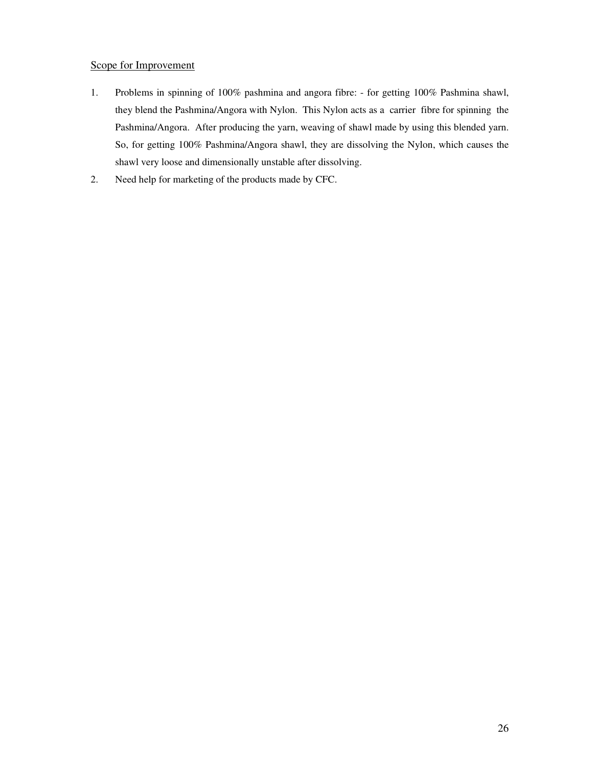Scope for Improvement

1. Problems in spinning of 100% pashmina and angora fibre: - for getting 100% Pashmina shawl, they blend the Pashmina/Angora with Nylon. This Nylon acts as a carrier fibre for spinning the Pashmina/Angora. After producing the yarn, weaving of shawl made by using this blended yarn. So, for getting 100% Pashmina/Angora shawl, they are dissolving the Nylon, which causes the shawl very loose and dimensionally unstable after dissolving.
2. Need help for marketing of the products made by CFC.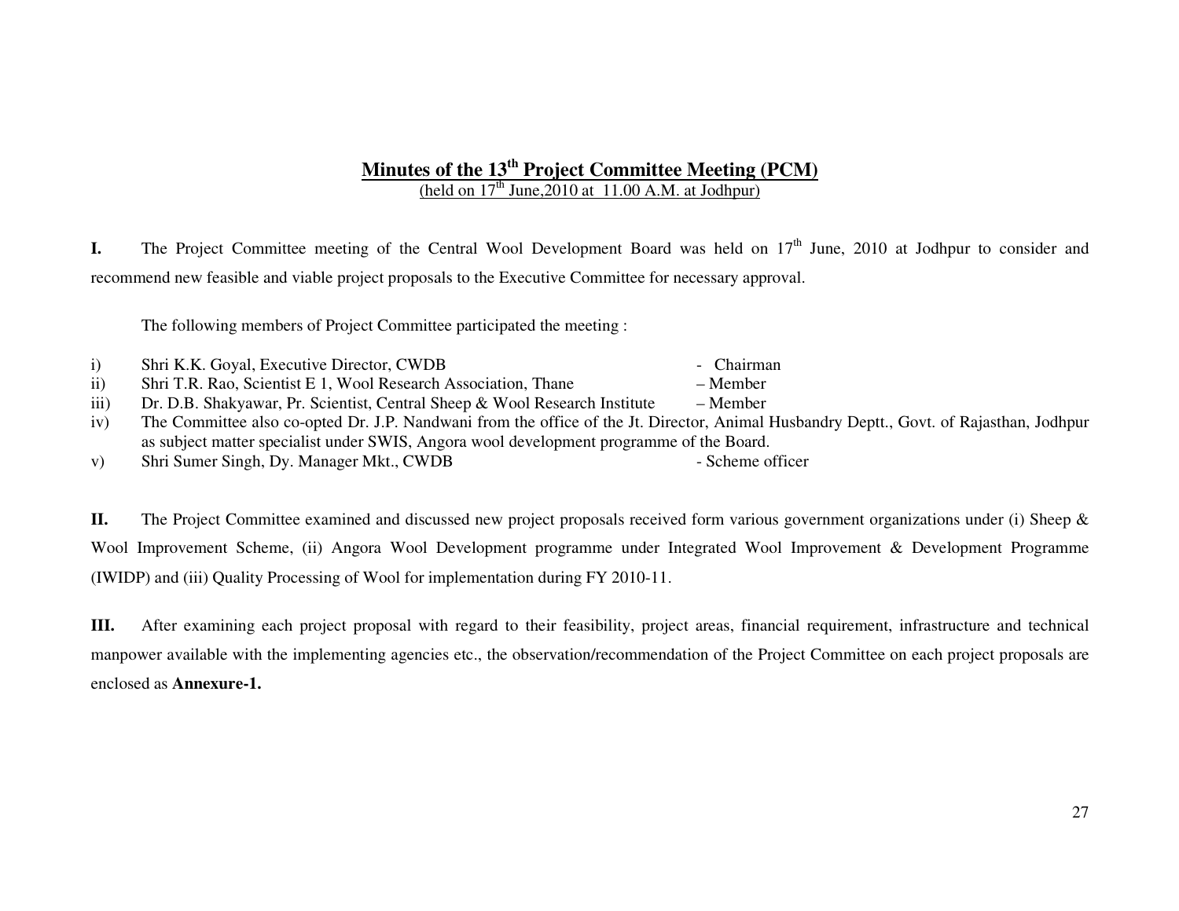## Minutes of the 13th Project Committee Meeting (PCM)

(held on 17th June,2010 at 11.00 A.M. at Jodhpur)

**I.** The Project Committee meeting of the Central Wool Development Board was held on 17th June, 2010 at Jodhpur to consider and recommend new feasible and viable project proposals to the Executive Committee for necessary approval.

The following members of Project Committee participated the meeting :

i) Shri K.K. Goyal, Executive Director, CWDB - Chairman
ii) Shri T.R. Rao, Scientist E 1, Wool Research Association, Thane – Member
iii) Dr. D.B. Shakyawar, Pr. Scientist, Central Sheep & Wool Research Institute – Member
iv) The Committee also co-opted Dr. J.P. Nandwani from the office of the Jt. Director, Animal Husbandry Deptt., Govt. of Rajasthan, Jodhpur as subject matter specialist under SWIS, Angora wool development programme of the Board.
v) Shri Sumer Singh, Dy. Manager Mkt., CWDB - Scheme officer

**II.** The Project Committee examined and discussed new project proposals received form various government organizations under (i) Sheep & Wool Improvement Scheme, (ii) Angora Wool Development programme under Integrated Wool Improvement & Development Programme (IWIDP) and (iii) Quality Processing of Wool for implementation during FY 2010-11.

**III.** After examining each project proposal with regard to their feasibility, project areas, financial requirement, infrastructure and technical manpower available with the implementing agencies etc., the observation/recommendation of the Project Committee on each project proposals are enclosed as **Annexure-1.**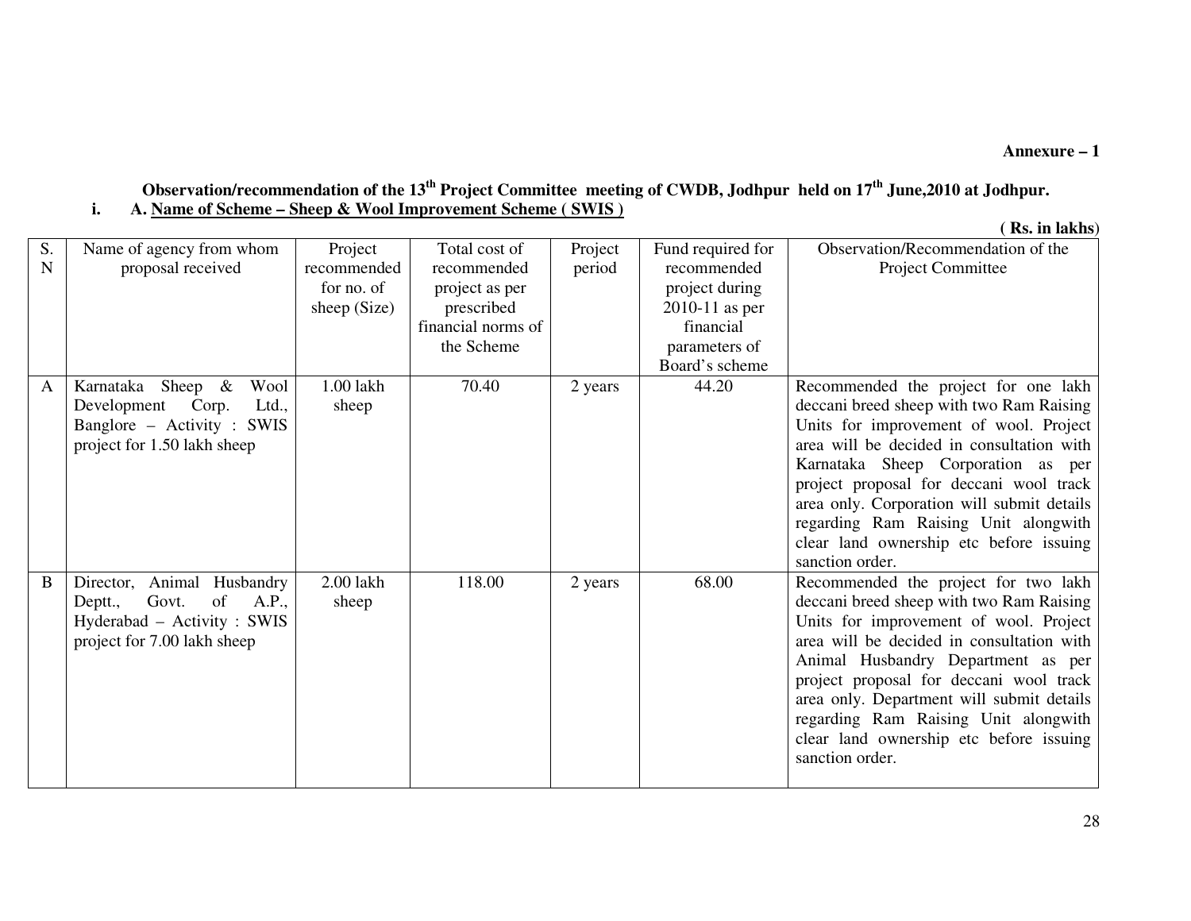**Annexure – 1**

**Observation/recommendation of the 13th Project Committee meeting of CWDB, Jodhpur held on 17th June,2010 at Jodhpur.**

**i. A. Name of Scheme – Sheep & Wool Improvement Scheme ( SWIS )**

**( Rs. in lakhs)**

| S. N | Name of agency from whom proposal received | Project recommended for no. of sheep (Size) | Total cost of recommended project as per prescribed financial norms of the Scheme | Project period | Fund required for recommended project during 2010-11 as per financial parameters of Board's scheme | Observation/Recommendation of the Project Committee |
|---|---|---|---|---|---|---|
| A | Karnataka Sheep & Wool Development Corp. Ltd., Banglore – Activity : SWIS project for 1.50 lakh sheep | 1.00 lakh sheep | 70.40 | 2 years | 44.20 | Recommended the project for one lakh deccani breed sheep with two Ram Raising Units for improvement of wool. Project area will be decided in consultation with Karnataka Sheep Corporation as per project proposal for deccani wool track area only. Corporation will submit details regarding Ram Raising Unit alongwith clear land ownership etc before issuing sanction order. |
| B | Director, Animal Husbandry Deptt., Govt. of A.P., Hyderabad – Activity : SWIS project for 7.00 lakh sheep | 2.00 lakh sheep | 118.00 | 2 years | 68.00 | Recommended the project for two lakh deccani breed sheep with two Ram Raising Units for improvement of wool. Project area will be decided in consultation with Animal Husbandry Department as per project proposal for deccani wool track area only. Department will submit details regarding Ram Raising Unit alongwith clear land ownership etc before issuing sanction order. |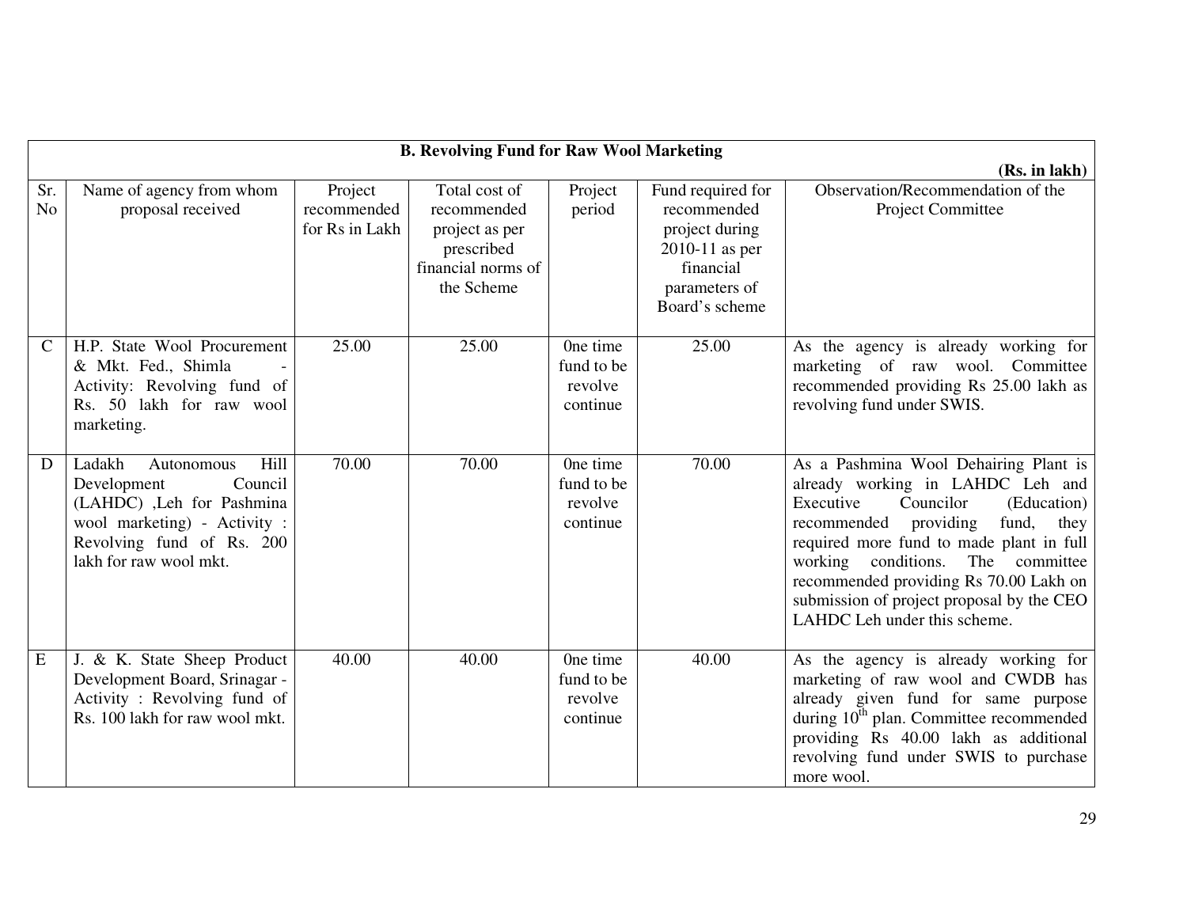**B. Revolving Fund for Raw Wool Marketing**

**(Rs. in lakh)**

| Sr. No | Name of agency from whom proposal received | Project recommended for Rs in Lakh | Total cost of recommended project as per prescribed financial norms of the Scheme | Project period | Fund required for recommended project during 2010-11 as per financial parameters of Board's scheme | Observation/Recommendation of the Project Committee |
|---|---|---|---|---|---|---|
| C | H.P. State Wool Procurement & Mkt. Fed., Shimla - Activity: Revolving fund of Rs. 50 lakh for raw wool marketing. | 25.00 | 25.00 | 0ne time fund to be revolve continue | 25.00 | As the agency is already working for marketing of raw wool. Committee recommended providing Rs 25.00 lakh as revolving fund under SWIS. |
| D | Ladakh Autonomous Hill Development Council (LAHDC) ,Leh for Pashmina wool marketing) - Activity : Revolving fund of Rs. 200 lakh for raw wool mkt. | 70.00 | 70.00 | 0ne time fund to be revolve continue | 70.00 | As a Pashmina Wool Dehairing Plant is already working in LAHDC Leh and Executive Councilor (Education) recommended providing fund, they required more fund to made plant in full working conditions. The committee recommended providing Rs 70.00 Lakh on submission of project proposal by the CEO LAHDC Leh under this scheme. |
| E | J. & K. State Sheep Product Development Board, Srinagar - Activity : Revolving fund of Rs. 100 lakh for raw wool mkt. | 40.00 | 40.00 | 0ne time fund to be revolve continue | 40.00 | As the agency is already working for marketing of raw wool and CWDB has already given fund for same purpose during 10th plan. Committee recommended providing Rs 40.00 lakh as additional revolving fund under SWIS to purchase more wool. |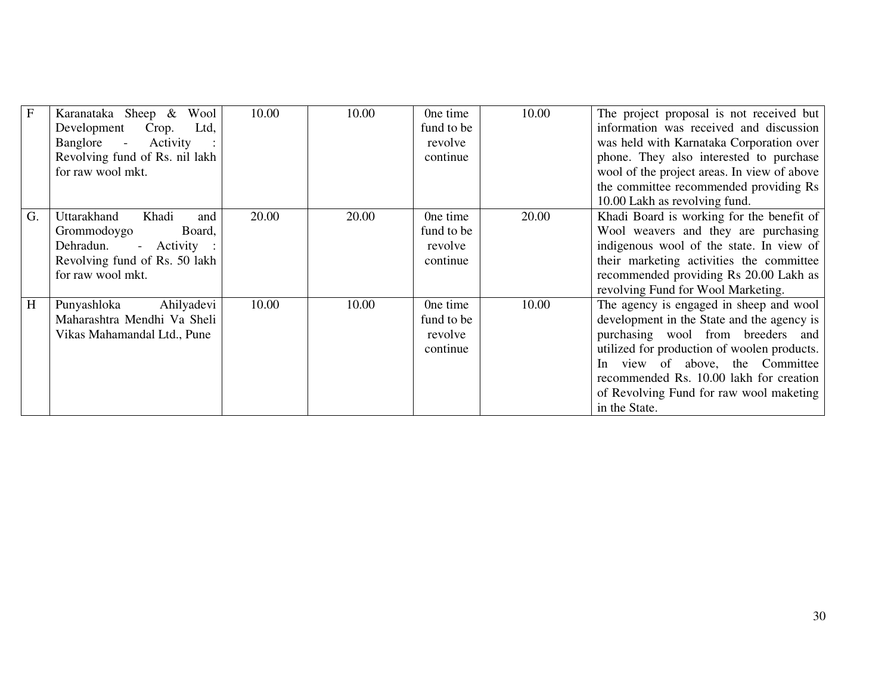| F | Karanataka Sheep & Wool Development Crop. Ltd, Banglore - Activity : Revolving fund of Rs. nil lakh for raw wool mkt. | 10.00 | 10.00 | 0ne time fund to be revolve continue | 10.00 | The project proposal is not received but information was received and discussion was held with Karnataka Corporation over phone. They also interested to purchase wool of the project areas. In view of above the committee recommended providing Rs 10.00 Lakh as revolving fund. |
|---|---|---|---|---|---|---|
| G. | Uttarakhand Khadi and Grommodoygo Board, Dehradun. - Activity : Revolving fund of Rs. 50 lakh for raw wool mkt. | 20.00 | 20.00 | 0ne time fund to be revolve continue | 20.00 | Khadi Board is working for the benefit of Wool weavers and they are purchasing indigenous wool of the state. In view of their marketing activities the committee recommended providing Rs 20.00 Lakh as revolving Fund for Wool Marketing. |
| H | Punyashloka Ahilyadevi Maharashtra Mendhi Va Sheli Vikas Mahamandal Ltd., Pune | 10.00 | 10.00 | 0ne time fund to be revolve continue | 10.00 | The agency is engaged in sheep and wool development in the State and the agency is purchasing wool from breeders and utilized for production of woolen products. In view of above, the Committee recommended Rs. 10.00 lakh for creation of Revolving Fund for raw wool maketing in the State. |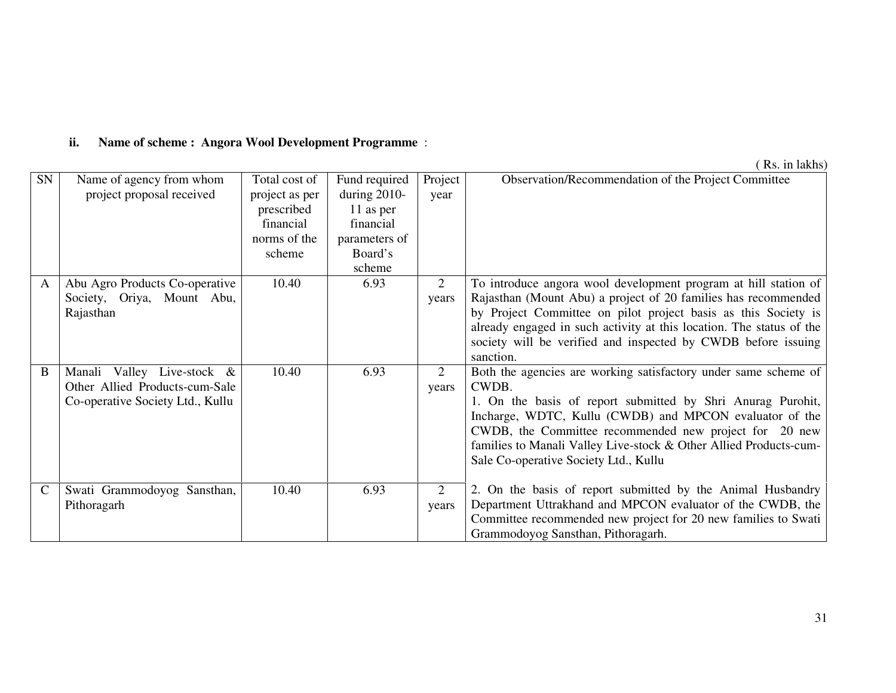**ii. Name of scheme : Angora Wool Development Programme** :

( Rs. in lakhs)

| SN | Name of agency from whom project proposal received | Total cost of project as per prescribed financial norms of the scheme | Fund required during 2010-11 as per financial parameters of Board's scheme | Project year | Observation/Recommendation of the Project Committee |
|---|---|---|---|---|---|
| A | Abu Agro Products Co-operative Society, Oriya, Mount Abu, Rajasthan | 10.40 | 6.93 | 2 years | To introduce angora wool development program at hill station of Rajasthan (Mount Abu) a project of 20 families has recommended by Project Committee on pilot project basis as this Society is already engaged in such activity at this location. The status of the society will be verified and inspected by CWDB before issuing sanction. |
| B | Manali Valley Live-stock & Other Allied Products-cum-Sale Co-operative Society Ltd., Kullu | 10.40 | 6.93 | 2 years | Both the agencies are working satisfactory under same scheme of CWDB.<br>1. On the basis of report submitted by Shri Anurag Purohit, Incharge, WDTC, Kullu (CWDB) and MPCON evaluator of the CWDB, the Committee recommended new project for 20 new families to Manali Valley Live-stock & Other Allied Products-cum-Sale Co-operative Society Ltd., Kullu |
| C | Swati Grammodoyog Sansthan, Pithoragarh | 10.40 | 6.93 | 2 years | 2. On the basis of report submitted by the Animal Husbandry Department Uttrakhand and MPCON evaluator of the CWDB, the Committee recommended new project for 20 new families to Swati Grammodoyog Sansthan, Pithoragarh. |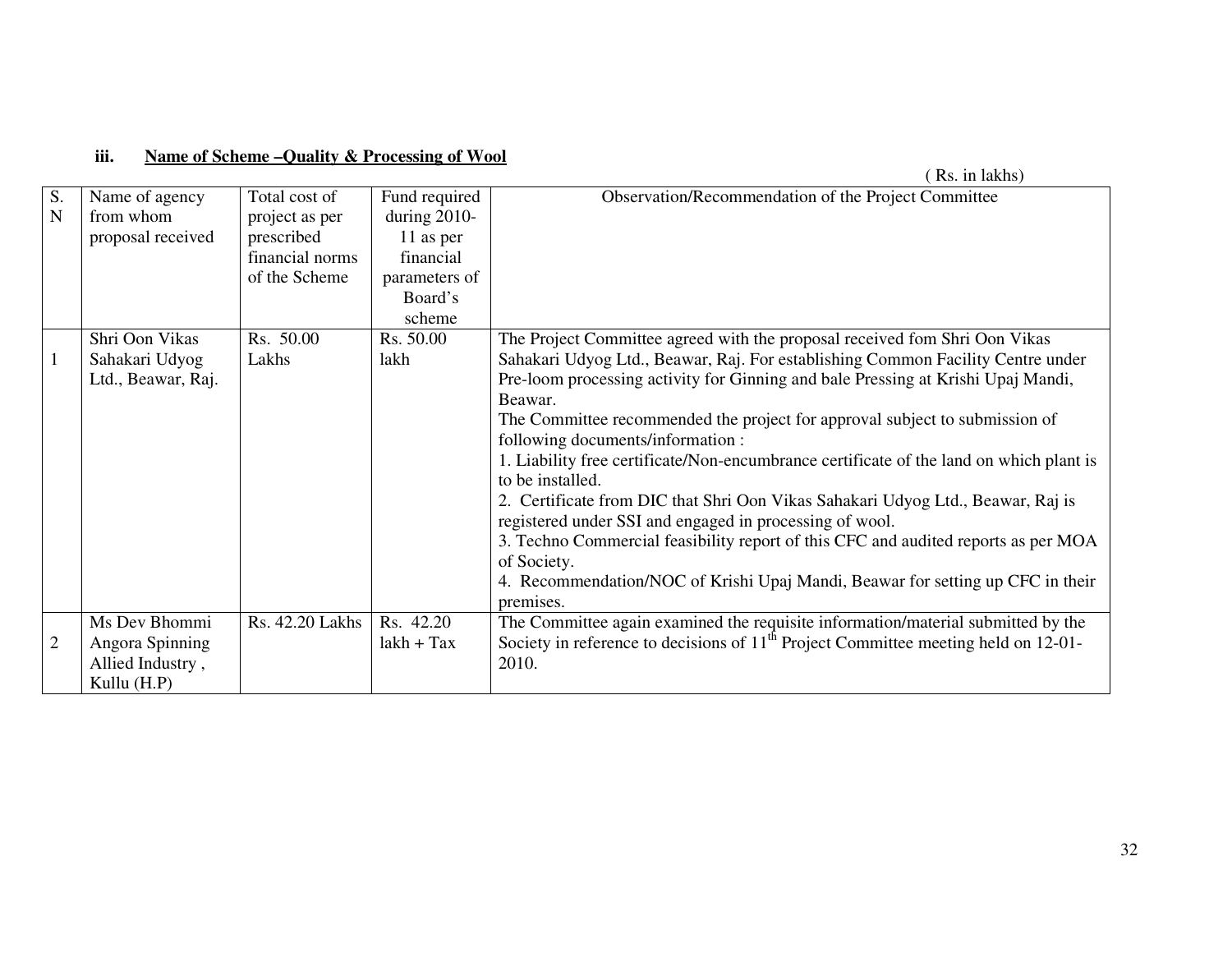### iii. **Name of Scheme –Quality & Processing of Wool**

( Rs. in lakhs)

| S. N | Name of agency from whom proposal received | Total cost of project as per prescribed financial norms of the Scheme | Fund required during 2010-11 as per financial parameters of Board's scheme | Observation/Recommendation of the Project Committee |
|---|---|---|---|---|
| 1 | Shri Oon Vikas Sahakari Udyog Ltd., Beawar, Raj. | Rs. 50.00 Lakhs | Rs. 50.00 lakh | The Project Committee agreed with the proposal received fom Shri Oon Vikas Sahakari Udyog Ltd., Beawar, Raj. For establishing Common Facility Centre under Pre-loom processing activity for Ginning and bale Pressing at Krishi Upaj Mandi, Beawar.<br>The Committee recommended the project for approval subject to submission of following documents/information :<br>1. Liability free certificate/Non-encumbrance certificate of the land on which plant is to be installed.<br>2. Certificate from DIC that Shri Oon Vikas Sahakari Udyog Ltd., Beawar, Raj is registered under SSI and engaged in processing of wool.<br>3. Techno Commercial feasibility report of this CFC and audited reports as per MOA of Society.<br>4. Recommendation/NOC of Krishi Upaj Mandi, Beawar for setting up CFC in their premises. |
| 2 | Ms Dev Bhommi Angora Spinning Allied Industry , Kullu (H.P) | Rs. 42.20 Lakhs | Rs. 42.20 lakh + Tax | The Committee again examined the requisite information/material submitted by the Society in reference to decisions of 11th Project Committee meeting held on 12-01-2010. |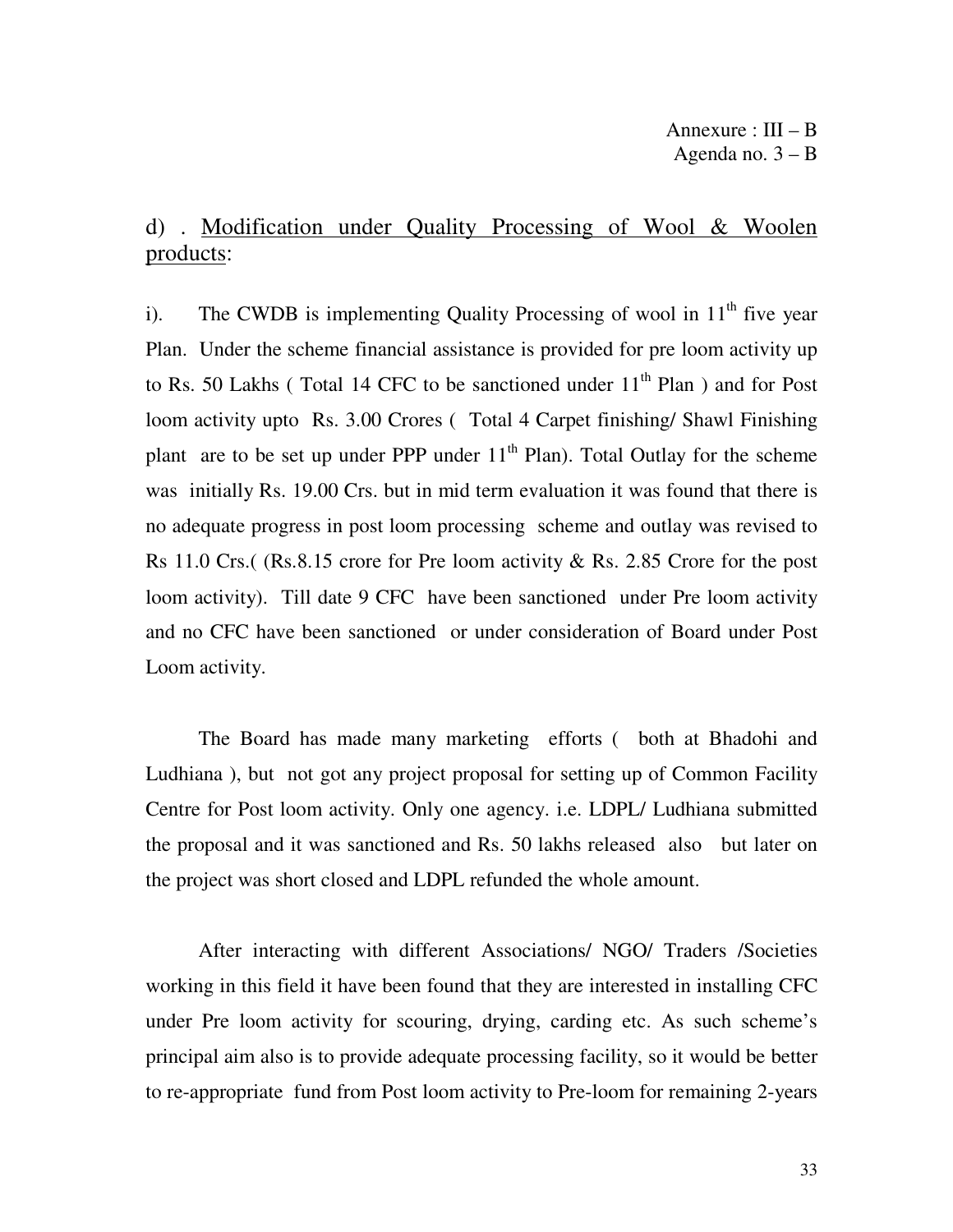Annexure : III – B
Agenda no. 3 – B

## d) . Modification under Quality Processing of Wool & Woolen products:

i). The CWDB is implementing Quality Processing of wool in 11th five year Plan. Under the scheme financial assistance is provided for pre loom activity up to Rs. 50 Lakhs ( Total 14 CFC to be sanctioned under 11th Plan ) and for Post loom activity upto Rs. 3.00 Crores ( Total 4 Carpet finishing/ Shawl Finishing plant are to be set up under PPP under 11th Plan). Total Outlay for the scheme was initially Rs. 19.00 Crs. but in mid term evaluation it was found that there is no adequate progress in post loom processing scheme and outlay was revised to Rs 11.0 Crs.( (Rs.8.15 crore for Pre loom activity & Rs. 2.85 Crore for the post loom activity). Till date 9 CFC have been sanctioned under Pre loom activity and no CFC have been sanctioned or under consideration of Board under Post Loom activity.

The Board has made many marketing efforts ( both at Bhadohi and Ludhiana ), but not got any project proposal for setting up of Common Facility Centre for Post loom activity. Only one agency. i.e. LDPL/ Ludhiana submitted the proposal and it was sanctioned and Rs. 50 lakhs released also but later on the project was short closed and LDPL refunded the whole amount.

After interacting with different Associations/ NGO/ Traders /Societies working in this field it have been found that they are interested in installing CFC under Pre loom activity for scouring, drying, carding etc. As such scheme's principal aim also is to provide adequate processing facility, so it would be better to re-appropriate fund from Post loom activity to Pre-loom for remaining 2-years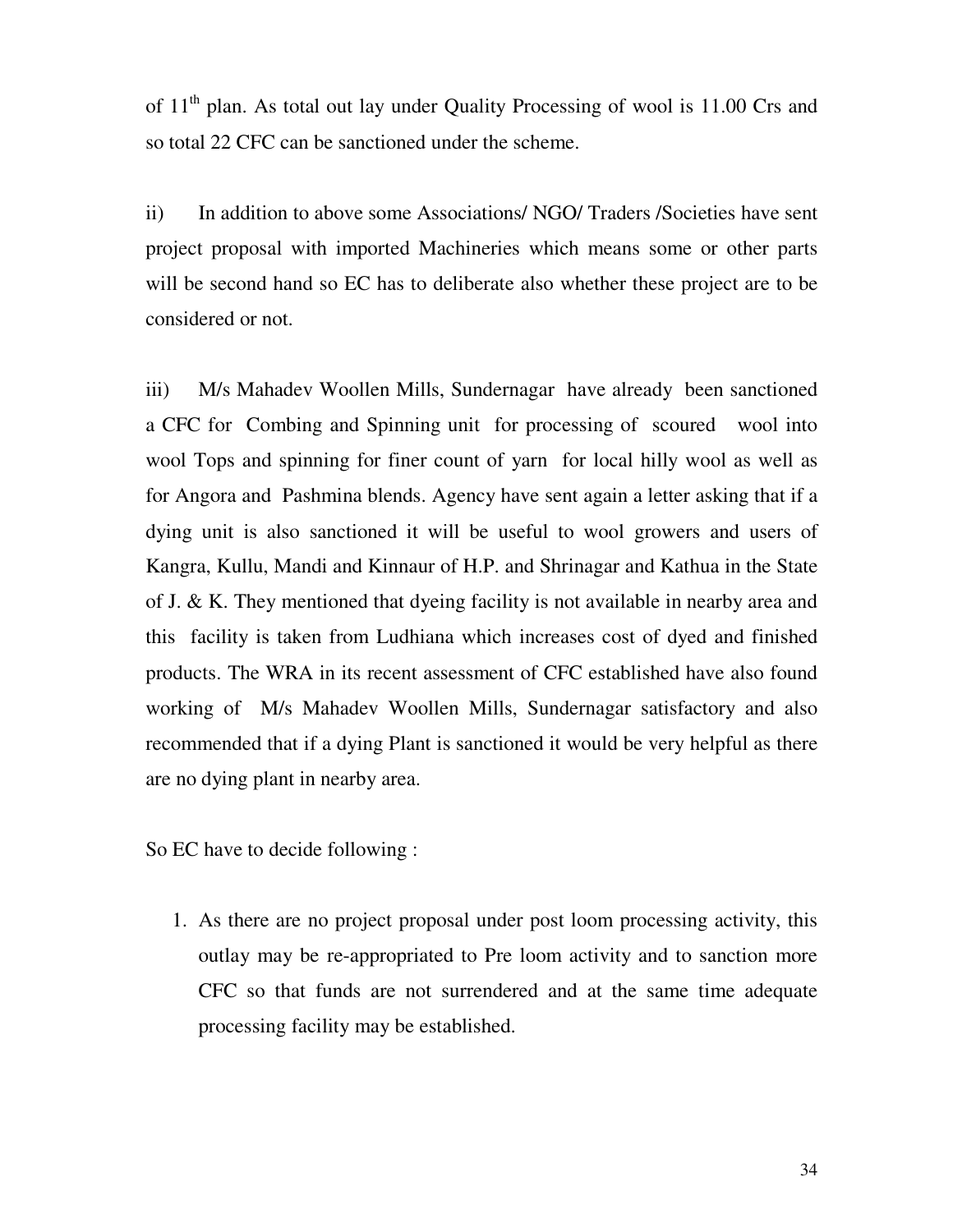of 11th plan. As total out lay under Quality Processing of wool is 11.00 Crs and so total 22 CFC can be sanctioned under the scheme.

ii) In addition to above some Associations/ NGO/ Traders /Societies have sent project proposal with imported Machineries which means some or other parts will be second hand so EC has to deliberate also whether these project are to be considered or not.

iii) M/s Mahadev Woollen Mills, Sundernagar have already been sanctioned a CFC for Combing and Spinning unit for processing of scoured wool into wool Tops and spinning for finer count of yarn for local hilly wool as well as for Angora and Pashmina blends. Agency have sent again a letter asking that if a dying unit is also sanctioned it will be useful to wool growers and users of Kangra, Kullu, Mandi and Kinnaur of H.P. and Shrinagar and Kathua in the State of J. & K. They mentioned that dyeing facility is not available in nearby area and this facility is taken from Ludhiana which increases cost of dyed and finished products. The WRA in its recent assessment of CFC established have also found working of M/s Mahadev Woollen Mills, Sundernagar satisfactory and also recommended that if a dying Plant is sanctioned it would be very helpful as there are no dying plant in nearby area.

So EC have to decide following :

1. As there are no project proposal under post loom processing activity, this outlay may be re-appropriated to Pre loom activity and to sanction more CFC so that funds are not surrendered and at the same time adequate processing facility may be established.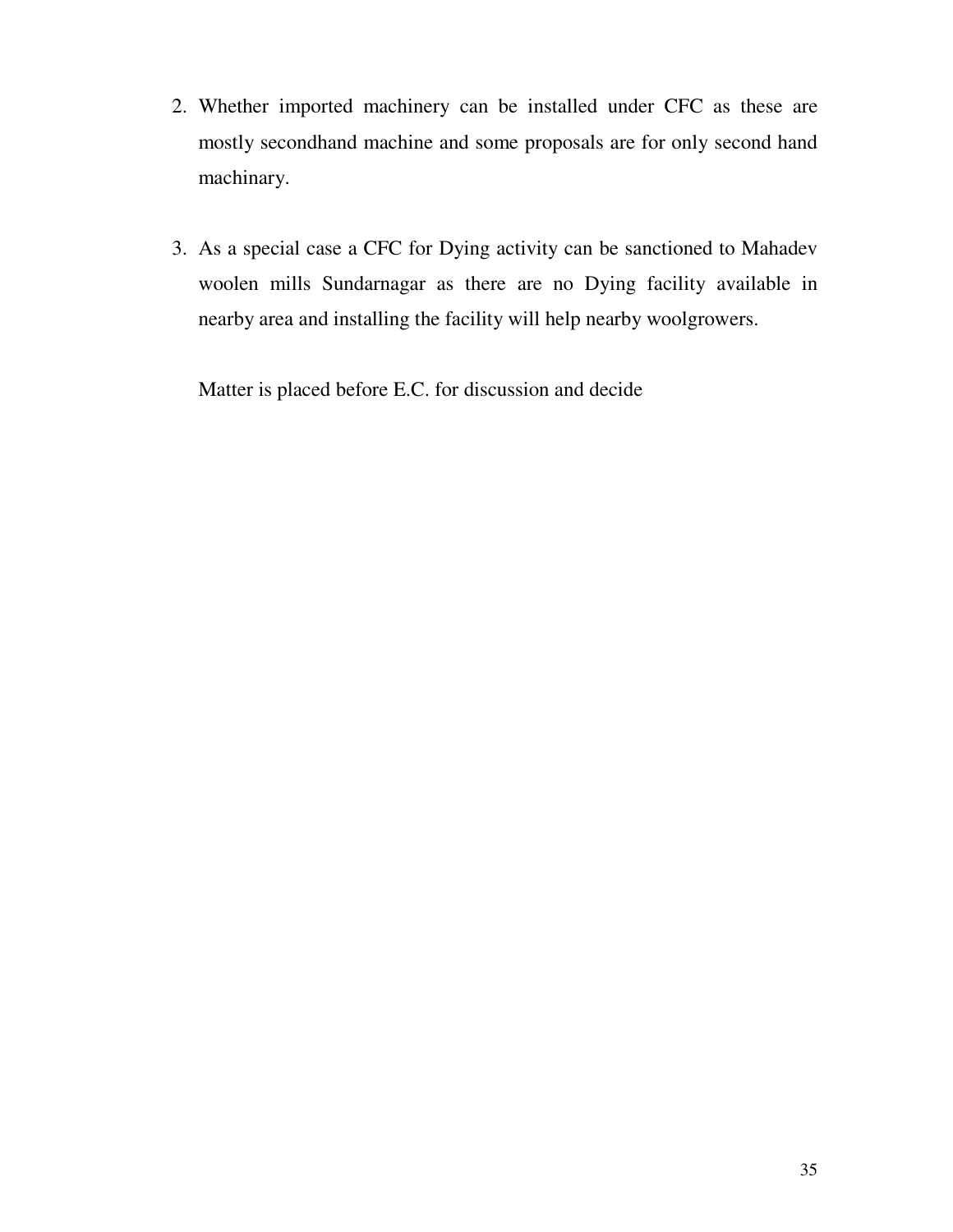2. Whether imported machinery can be installed under CFC as these are mostly secondhand machine and some proposals are for only second hand machinary.

3. As a special case a CFC for Dying activity can be sanctioned to Mahadev woolen mills Sundarnagar as there are no Dying facility available in nearby area and installing the facility will help nearby woolgrowers.

Matter is placed before E.C. for discussion and decide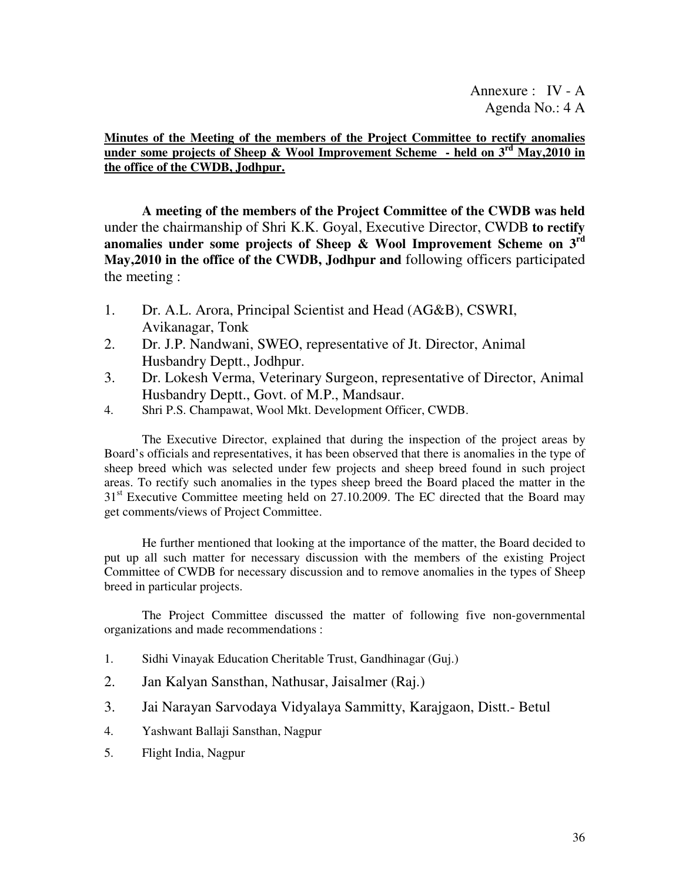Annexure : IV - A

Agenda No.: 4 A

**Minutes of the Meeting of the members of the Project Committee to rectify anomalies under some projects of Sheep & Wool Improvement Scheme - held on 3rd May,2010 in the office of the CWDB, Jodhpur.**

**A meeting of the members of the Project Committee of the CWDB was held** under the chairmanship of Shri K.K. Goyal, Executive Director, CWDB **to rectify anomalies under some projects of Sheep & Wool Improvement Scheme on 3rd May,2010 in the office of the CWDB, Jodhpur and** following officers participated the meeting :

1. Dr. A.L. Arora, Principal Scientist and Head (AG&B), CSWRI, Avikanagar, Tonk
2. Dr. J.P. Nandwani, SWEO, representative of Jt. Director, Animal Husbandry Deptt., Jodhpur.
3. Dr. Lokesh Verma, Veterinary Surgeon, representative of Director, Animal Husbandry Deptt., Govt. of M.P., Mandsaur.
4. Shri P.S. Champawat, Wool Mkt. Development Officer, CWDB.

The Executive Director, explained that during the inspection of the project areas by Board's officials and representatives, it has been observed that there is anomalies in the type of sheep breed which was selected under few projects and sheep breed found in such project areas. To rectify such anomalies in the types sheep breed the Board placed the matter in the 31st Executive Committee meeting held on 27.10.2009. The EC directed that the Board may get comments/views of Project Committee.

He further mentioned that looking at the importance of the matter, the Board decided to put up all such matter for necessary discussion with the members of the existing Project Committee of CWDB for necessary discussion and to remove anomalies in the types of Sheep breed in particular projects.

The Project Committee discussed the matter of following five non-governmental organizations and made recommendations :

1. Sidhi Vinayak Education Cheritable Trust, Gandhinagar (Guj.)
2. Jan Kalyan Sansthan, Nathusar, Jaisalmer (Raj.)
3. Jai Narayan Sarvodaya Vidyalaya Sammitty, Karajgaon, Distt.- Betul
4. Yashwant Ballaji Sansthan, Nagpur
5. Flight India, Nagpur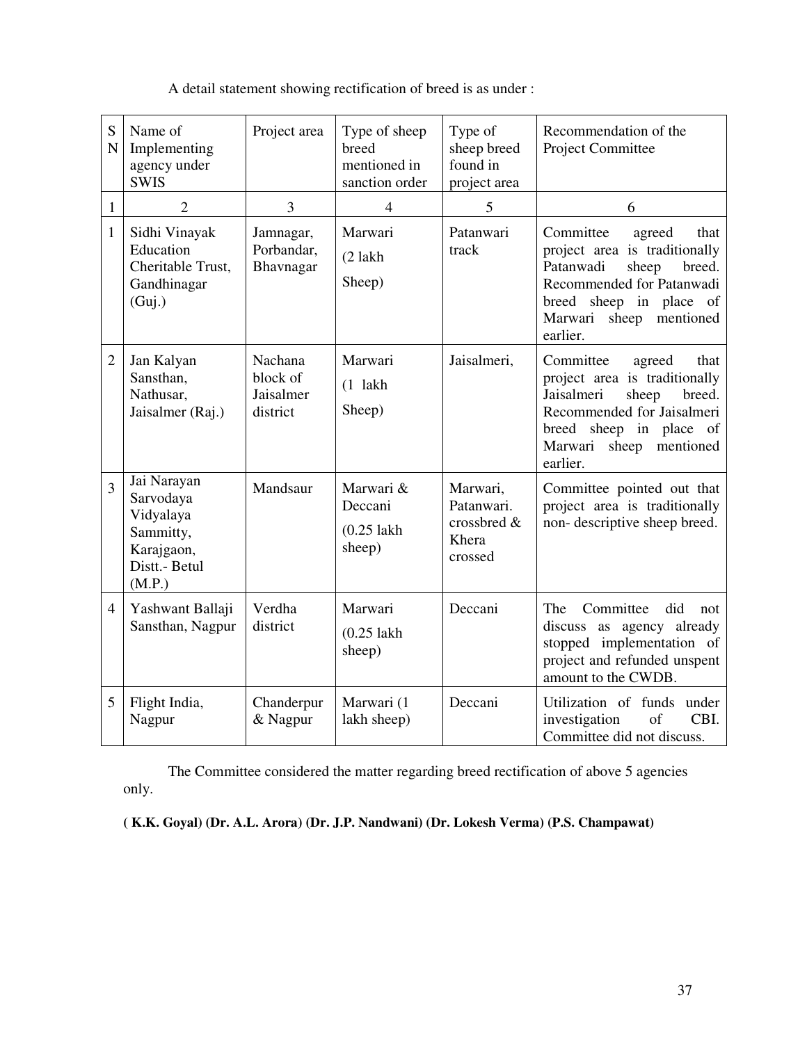A detail statement showing rectification of breed is as under :

| SN | Name of Implementing agency under SWIS | Project area | Type of sheep breed mentioned in sanction order | Type of sheep breed found in project area | Recommendation of the Project Committee |
|---|---|---|---|---|---|
| 1 | 2 | 3 | 4 | 5 | 6 |
| 1 | Sidhi Vinayak Education Cheritable Trust, Gandhinagar (Guj.) | Jamnagar, Porbandar, Bhavnagar | Marwari (2 lakh Sheep) | Patanwari track | Committee agreed that project area is traditionally Patanwadi sheep breed. Recommended for Patanwadi breed sheep in place of Marwari sheep mentioned earlier. |
| 2 | Jan Kalyan Sansthan, Nathusar, Jaisalmer (Raj.) | Nachana block of Jaisalmer district | Marwari (1 lakh Sheep) | Jaisalmeri, | Committee agreed that project area is traditionally Jaisalmeri sheep breed. Recommended for Jaisalmeri breed sheep in place of Marwari sheep mentioned earlier. |
| 3 | Jai Narayan Sarvodaya Vidyalaya Sammitty, Karajgaon, Distt.- Betul (M.P.) | Mandsaur | Marwari & Deccani (0.25 lakh sheep) | Marwari, Patanwari. crossbred & Khera crossed | Committee pointed out that project area is traditionally non- descriptive sheep breed. |
| 4 | Yashwant Ballaji Sansthan, Nagpur | Verdha district | Marwari (0.25 lakh sheep) | Deccani | The Committee did not discuss as agency already stopped implementation of project and refunded unspent amount to the CWDB. |
| 5 | Flight India, Nagpur | Chanderpur & Nagpur | Marwari (1 lakh sheep) | Deccani | Utilization of funds under investigation of CBI. Committee did not discuss. |

The Committee considered the matter regarding breed rectification of above 5 agencies only.

**( K.K. Goyal) (Dr. A.L. Arora) (Dr. J.P. Nandwani) (Dr. Lokesh Verma) (P.S. Champawat)**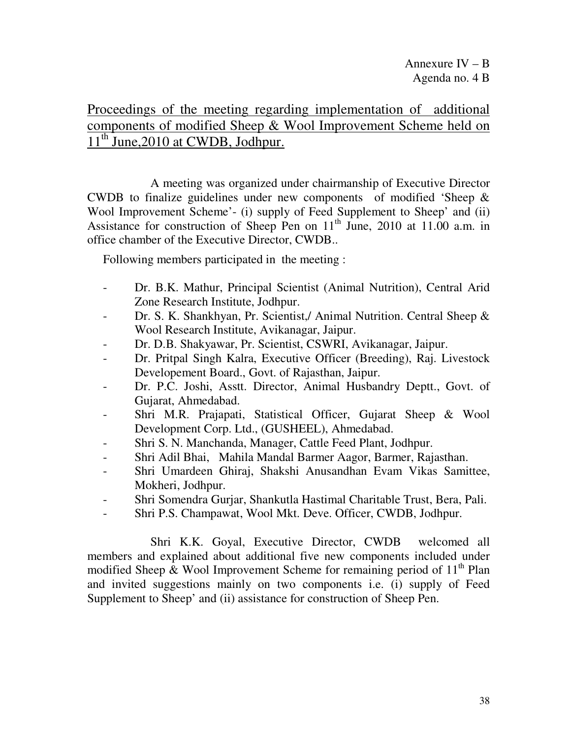Annexure IV – B
Agenda no. 4 B

# Proceedings of the meeting regarding implementation of additional components of modified Sheep & Wool Improvement Scheme held on 11th June,2010 at CWDB, Jodhpur.

A meeting was organized under chairmanship of Executive Director CWDB to finalize guidelines under new components of modified 'Sheep & Wool Improvement Scheme'- (i) supply of Feed Supplement to Sheep' and (ii) Assistance for construction of Sheep Pen on 11th June, 2010 at 11.00 a.m. in office chamber of the Executive Director, CWDB..

Following members participated in the meeting :

- Dr. B.K. Mathur, Principal Scientist (Animal Nutrition), Central Arid Zone Research Institute, Jodhpur.
- Dr. S. K. Shankhyan, Pr. Scientist,/ Animal Nutrition. Central Sheep & Wool Research Institute, Avikanagar, Jaipur.
- Dr. D.B. Shakyawar, Pr. Scientist, CSWRI, Avikanagar, Jaipur.
- Dr. Pritpal Singh Kalra, Executive Officer (Breeding), Raj. Livestock Developement Board., Govt. of Rajasthan, Jaipur.
- Dr. P.C. Joshi, Asstt. Director, Animal Husbandry Deptt., Govt. of Gujarat, Ahmedabad.
- Shri M.R. Prajapati, Statistical Officer, Gujarat Sheep & Wool Development Corp. Ltd., (GUSHEEL), Ahmedabad.
- Shri S. N. Manchanda, Manager, Cattle Feed Plant, Jodhpur.
- Shri Adil Bhai, Mahila Mandal Barmer Aagor, Barmer, Rajasthan.
- Shri Umardeen Ghiraj, Shakshi Anusandhan Evam Vikas Samittee, Mokheri, Jodhpur.
- Shri Somendra Gurjar, Shankutla Hastimal Charitable Trust, Bera, Pali.
- Shri P.S. Champawat, Wool Mkt. Deve. Officer, CWDB, Jodhpur.

Shri K.K. Goyal, Executive Director, CWDB welcomed all members and explained about additional five new components included under modified Sheep & Wool Improvement Scheme for remaining period of 11th Plan and invited suggestions mainly on two components i.e. (i) supply of Feed Supplement to Sheep' and (ii) assistance for construction of Sheep Pen.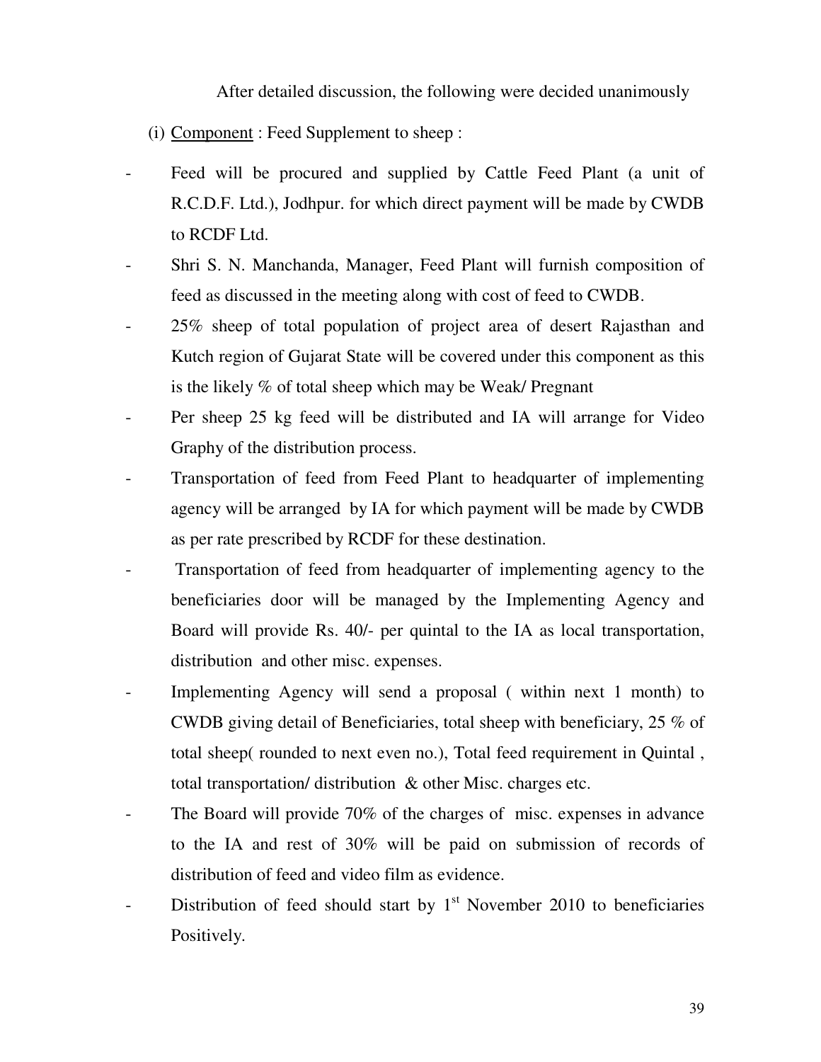After detailed discussion, the following were decided unanimously

(i) Component : Feed Supplement to sheep :

- Feed will be procured and supplied by Cattle Feed Plant (a unit of R.C.D.F. Ltd.), Jodhpur. for which direct payment will be made by CWDB to RCDF Ltd.
- Shri S. N. Manchanda, Manager, Feed Plant will furnish composition of feed as discussed in the meeting along with cost of feed to CWDB.
- 25% sheep of total population of project area of desert Rajasthan and Kutch region of Gujarat State will be covered under this component as this is the likely % of total sheep which may be Weak/ Pregnant
- Per sheep 25 kg feed will be distributed and IA will arrange for Video Graphy of the distribution process.
- Transportation of feed from Feed Plant to headquarter of implementing agency will be arranged by IA for which payment will be made by CWDB as per rate prescribed by RCDF for these destination.
- Transportation of feed from headquarter of implementing agency to the beneficiaries door will be managed by the Implementing Agency and Board will provide Rs. 40/- per quintal to the IA as local transportation, distribution and other misc. expenses.
- Implementing Agency will send a proposal ( within next 1 month) to CWDB giving detail of Beneficiaries, total sheep with beneficiary, 25 % of total sheep( rounded to next even no.), Total feed requirement in Quintal , total transportation/ distribution & other Misc. charges etc.
- The Board will provide 70% of the charges of misc. expenses in advance to the IA and rest of 30% will be paid on submission of records of distribution of feed and video film as evidence.
- Distribution of feed should start by 1st November 2010 to beneficiaries Positively.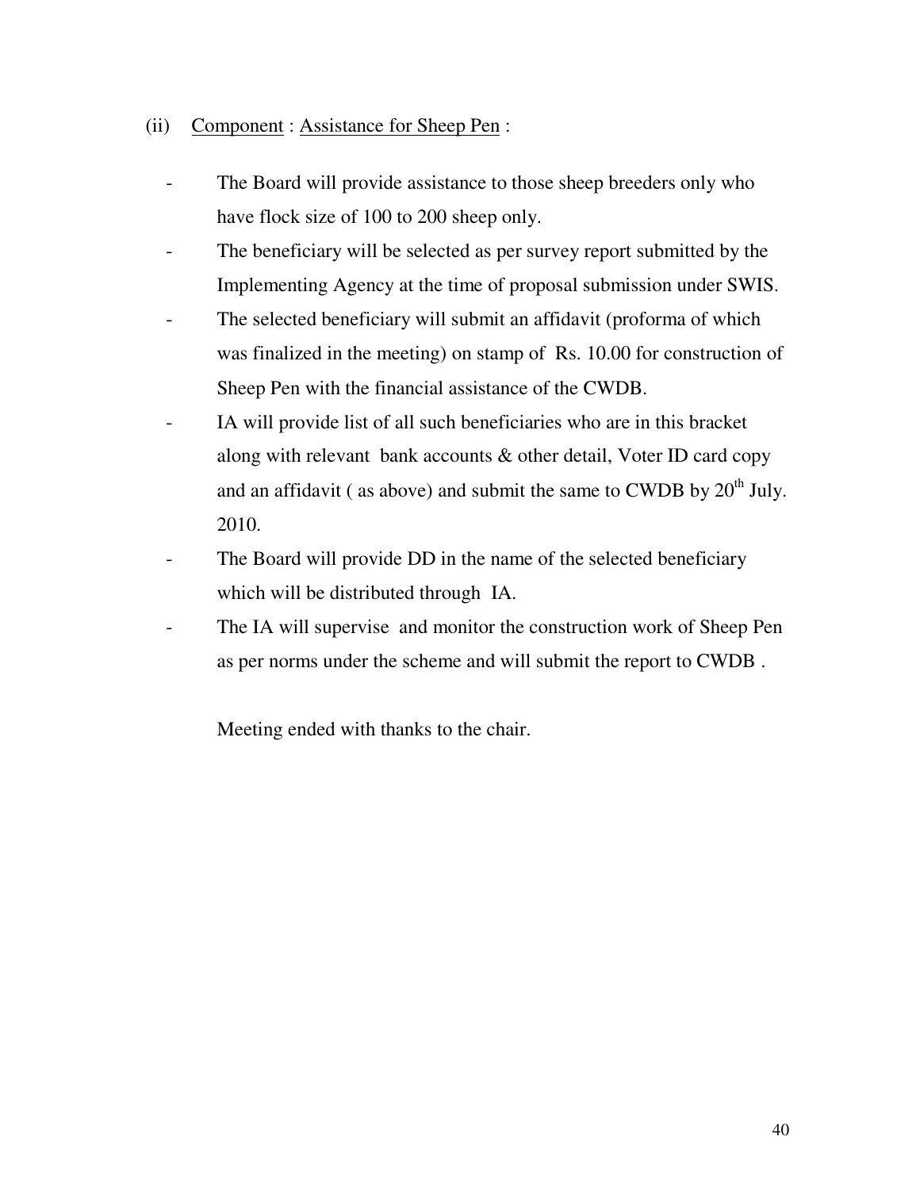(ii) Component : Assistance for Sheep Pen :

- The Board will provide assistance to those sheep breeders only who have flock size of 100 to 200 sheep only.
- The beneficiary will be selected as per survey report submitted by the Implementing Agency at the time of proposal submission under SWIS.
- The selected beneficiary will submit an affidavit (proforma of which was finalized in the meeting) on stamp of Rs. 10.00 for construction of Sheep Pen with the financial assistance of the CWDB.
- IA will provide list of all such beneficiaries who are in this bracket along with relevant bank accounts & other detail, Voter ID card copy and an affidavit ( as above) and submit the same to CWDB by 20th July. 2010.
- The Board will provide DD in the name of the selected beneficiary which will be distributed through IA.
- The IA will supervise and monitor the construction work of Sheep Pen as per norms under the scheme and will submit the report to CWDB .

Meeting ended with thanks to the chair.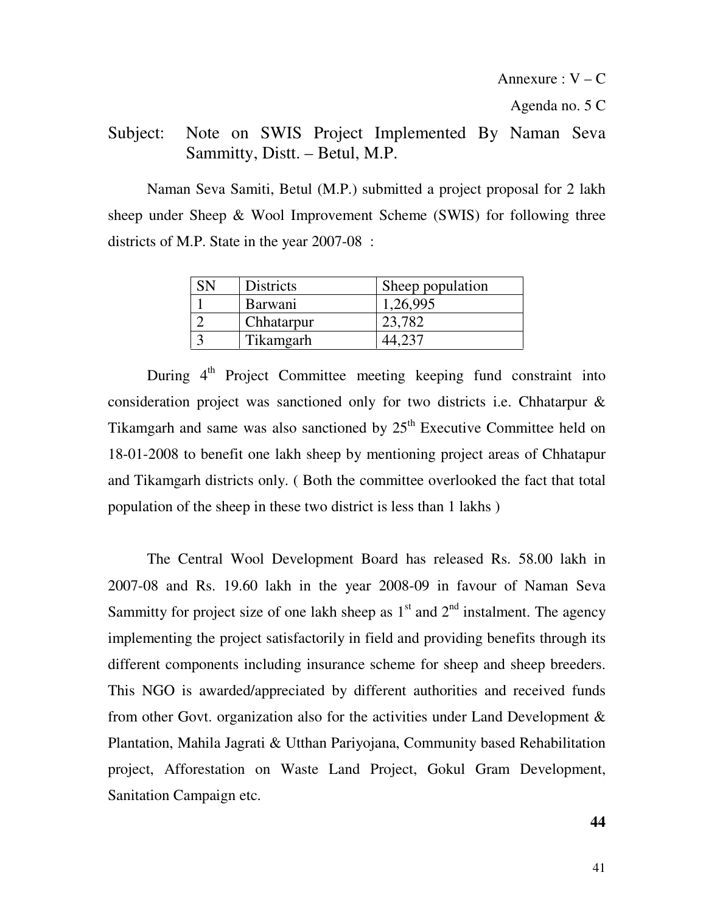Annexure : V – C

Agenda no. 5 C

Subject: Note on SWIS Project Implemented By Naman Seva Sammitty, Distt. – Betul, M.P.

Naman Seva Samiti, Betul (M.P.) submitted a project proposal for 2 lakh sheep under Sheep & Wool Improvement Scheme (SWIS) for following three districts of M.P. State in the year 2007-08 :

| SN | Districts | Sheep population |
|---|---|---|
| 1 | Barwani | 1,26,995 |
| 2 | Chhatarpur | 23,782 |
| 3 | Tikamgarh | 44,237 |

During 4th Project Committee meeting keeping fund constraint into consideration project was sanctioned only for two districts i.e. Chhatarpur & Tikamgarh and same was also sanctioned by 25th Executive Committee held on 18-01-2008 to benefit one lakh sheep by mentioning project areas of Chhatapur and Tikamgarh districts only. ( Both the committee overlooked the fact that total population of the sheep in these two district is less than 1 lakhs )

The Central Wool Development Board has released Rs. 58.00 lakh in 2007-08 and Rs. 19.60 lakh in the year 2008-09 in favour of Naman Seva Sammitty for project size of one lakh sheep as 1st and 2nd instalment. The agency implementing the project satisfactorily in field and providing benefits through its different components including insurance scheme for sheep and sheep breeders. This NGO is awarded/appreciated by different authorities and received funds from other Govt. organization also for the activities under Land Development & Plantation, Mahila Jagrati & Utthan Pariyojana, Community based Rehabilitation project, Afforestation on Waste Land Project, Gokul Gram Development, Sanitation Campaign etc.

**44**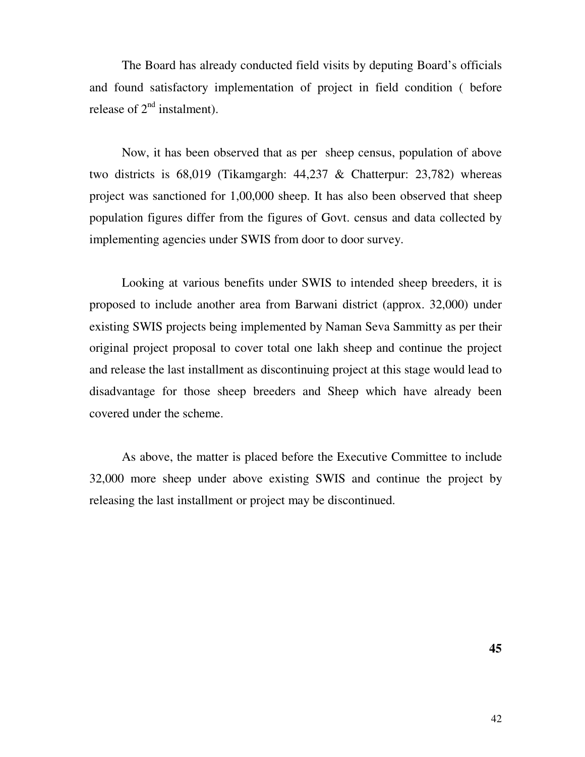The Board has already conducted field visits by deputing Board's officials and found satisfactory implementation of project in field condition ( before release of 2nd instalment).

Now, it has been observed that as per sheep census, population of above two districts is 68,019 (Tikamgargh: 44,237 & Chatterpur: 23,782) whereas project was sanctioned for 1,00,000 sheep. It has also been observed that sheep population figures differ from the figures of Govt. census and data collected by implementing agencies under SWIS from door to door survey.

Looking at various benefits under SWIS to intended sheep breeders, it is proposed to include another area from Barwani district (approx. 32,000) under existing SWIS projects being implemented by Naman Seva Sammitty as per their original project proposal to cover total one lakh sheep and continue the project and release the last installment as discontinuing project at this stage would lead to disadvantage for those sheep breeders and Sheep which have already been covered under the scheme.

As above, the matter is placed before the Executive Committee to include 32,000 more sheep under above existing SWIS and continue the project by releasing the last installment or project may be discontinued.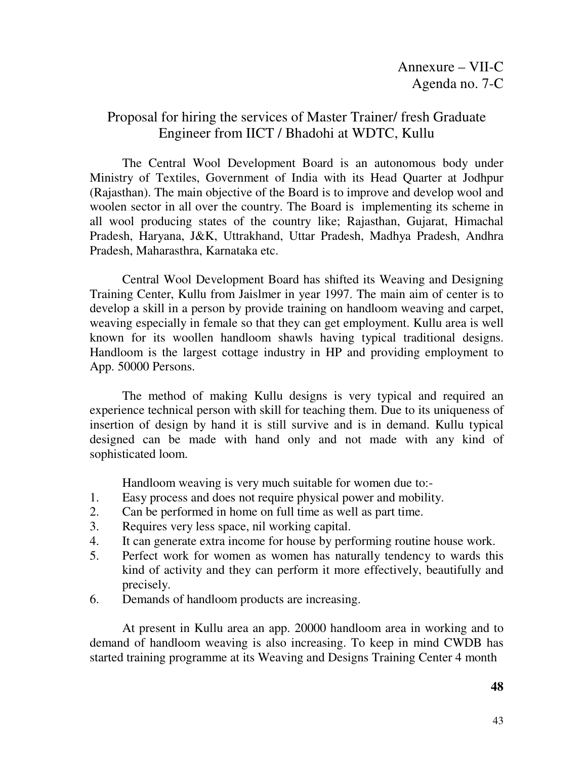Annexure – VII-C
Agenda no. 7-C

## Proposal for hiring the services of Master Trainer/ fresh Graduate Engineer from IICT / Bhadohi at WDTC, Kullu

The Central Wool Development Board is an autonomous body under Ministry of Textiles, Government of India with its Head Quarter at Jodhpur (Rajasthan). The main objective of the Board is to improve and develop wool and woolen sector in all over the country. The Board is implementing its scheme in all wool producing states of the country like; Rajasthan, Gujarat, Himachal Pradesh, Haryana, J&K, Uttrakhand, Uttar Pradesh, Madhya Pradesh, Andhra Pradesh, Maharasthra, Karnataka etc.

Central Wool Development Board has shifted its Weaving and Designing Training Center, Kullu from Jaislmer in year 1997. The main aim of center is to develop a skill in a person by provide training on handloom weaving and carpet, weaving especially in female so that they can get employment. Kullu area is well known for its woollen handloom shawls having typical traditional designs. Handloom is the largest cottage industry in HP and providing employment to App. 50000 Persons.

The method of making Kullu designs is very typical and required an experience technical person with skill for teaching them. Due to its uniqueness of insertion of design by hand it is still survive and is in demand. Kullu typical designed can be made with hand only and not made with any kind of sophisticated loom.

Handloom weaving is very much suitable for women due to:-

1. Easy process and does not require physical power and mobility.
2. Can be performed in home on full time as well as part time.
3. Requires very less space, nil working capital.
4. It can generate extra income for house by performing routine house work.
5. Perfect work for women as women has naturally tendency to wards this kind of activity and they can perform it more effectively, beautifully and precisely.
6. Demands of handloom products are increasing.

At present in Kullu area an app. 20000 handloom area in working and to demand of handloom weaving is also increasing. To keep in mind CWDB has started training programme at its Weaving and Designs Training Center 4 month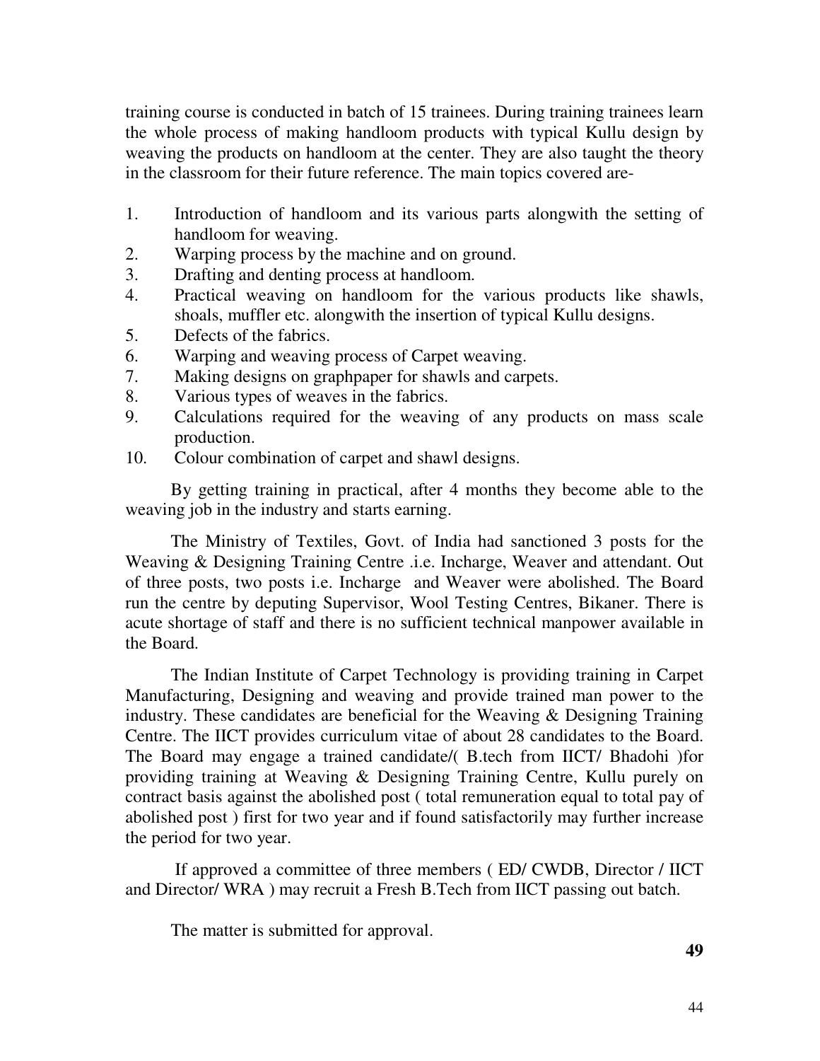training course is conducted in batch of 15 trainees. During training trainees learn the whole process of making handloom products with typical Kullu design by weaving the products on handloom at the center. They are also taught the theory in the classroom for their future reference. The main topics covered are-

1. Introduction of handloom and its various parts alongwith the setting of handloom for weaving.
2. Warping process by the machine and on ground.
3. Drafting and denting process at handloom.
4. Practical weaving on handloom for the various products like shawls, shoals, muffler etc. alongwith the insertion of typical Kullu designs.
5. Defects of the fabrics.
6. Warping and weaving process of Carpet weaving.
7. Making designs on graphpaper for shawls and carpets.
8. Various types of weaves in the fabrics.
9. Calculations required for the weaving of any products on mass scale production.
10. Colour combination of carpet and shawl designs.

By getting training in practical, after 4 months they become able to the weaving job in the industry and starts earning.

The Ministry of Textiles, Govt. of India had sanctioned 3 posts for the Weaving & Designing Training Centre .i.e. Incharge, Weaver and attendant. Out of three posts, two posts i.e. Incharge and Weaver were abolished. The Board run the centre by deputing Supervisor, Wool Testing Centres, Bikaner. There is acute shortage of staff and there is no sufficient technical manpower available in the Board.

The Indian Institute of Carpet Technology is providing training in Carpet Manufacturing, Designing and weaving and provide trained man power to the industry. These candidates are beneficial for the Weaving & Designing Training Centre. The IICT provides curriculum vitae of about 28 candidates to the Board. The Board may engage a trained candidate/( B.tech from IICT/ Bhadohi )for providing training at Weaving & Designing Training Centre, Kullu purely on contract basis against the abolished post ( total remuneration equal to total pay of abolished post ) first for two year and if found satisfactorily may further increase the period for two year.

If approved a committee of three members ( ED/ CWDB, Director / IICT and Director/ WRA ) may recruit a Fresh B.Tech from IICT passing out batch.

The matter is submitted for approval.

**49**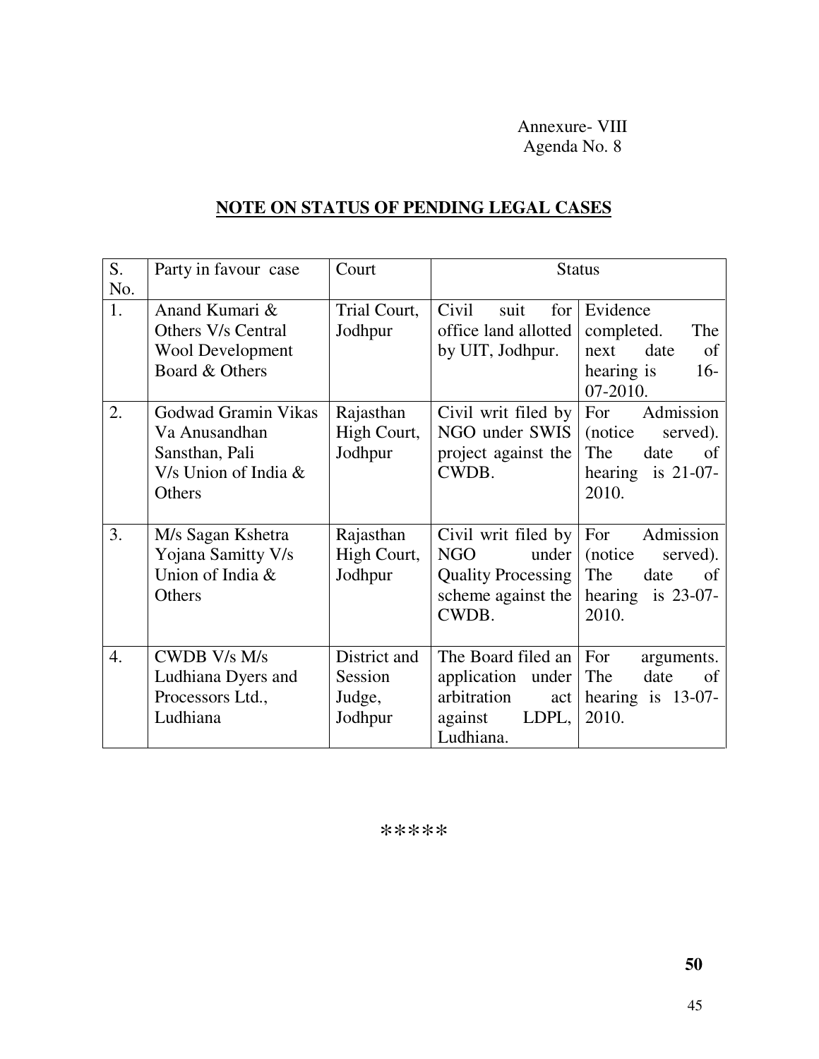Annexure- VIII
Agenda No. 8

## NOTE ON STATUS OF PENDING LEGAL CASES

| S. No. | Party in favour case | Court | Status | |
|---|---|---|---|---|
| 1. | Anand Kumari & Others V/s Central Wool Development Board & Others | Trial Court, Jodhpur | Civil suit for office land allotted by UIT, Jodhpur. | Evidence completed. The next date of hearing is 16-07-2010. |
| 2. | Godwad Gramin Vikas Va Anusandhan Sansthan, Pali V/s Union of India & Others | Rajasthan High Court, Jodhpur | Civil writ filed by NGO under SWIS project against the CWDB. | For Admission (notice served). The date of hearing is 21-07-2010. |
| 3. | M/s Sagan Kshetra Yojana Samitty V/s Union of India & Others | Rajasthan High Court, Jodhpur | Civil writ filed by NGO under Quality Processing scheme against the CWDB. | For Admission (notice served). The date of hearing is 23-07-2010. |
| 4. | CWDB V/s M/s Ludhiana Dyers and Processors Ltd., Ludhiana | District and Session Judge, Jodhpur | The Board filed an application under arbitration act against LDPL, Ludhiana. | For arguments. The date of hearing is 13-07-2010. |

*****